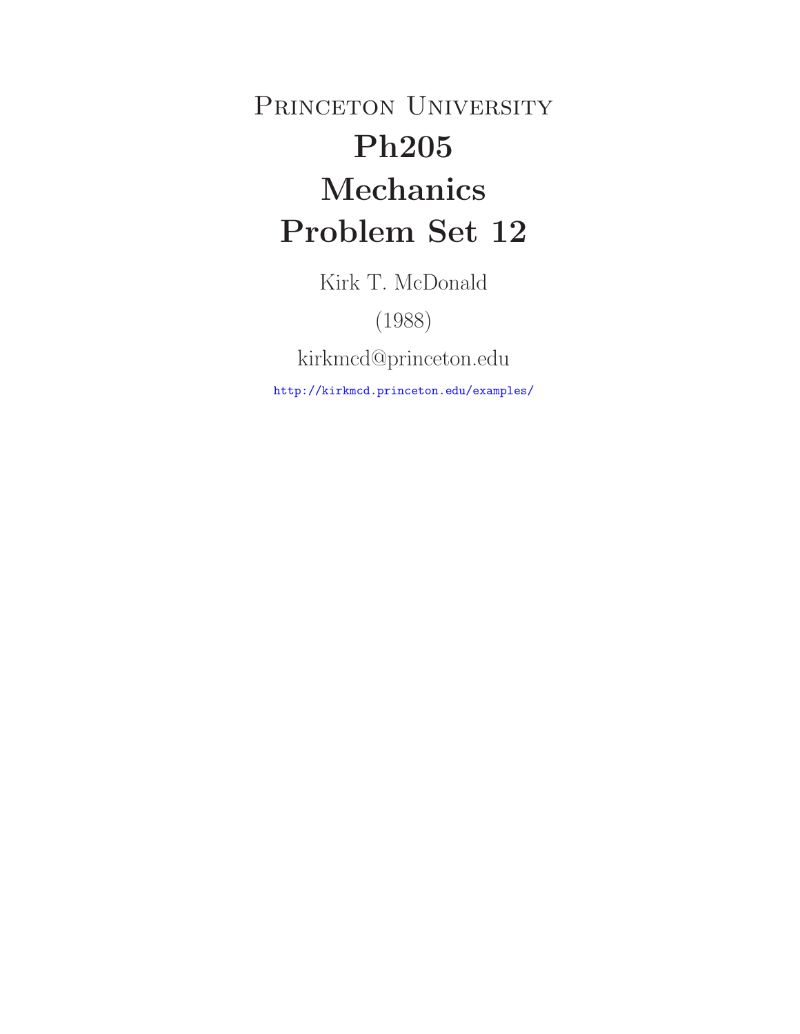# Princeton University
# Ph205
# Mechanics
# Problem Set 12

Kirk T. McDonald

(1988)

kirkmcd@princeton.edu

http://kirkmcd.princeton.edu/examples/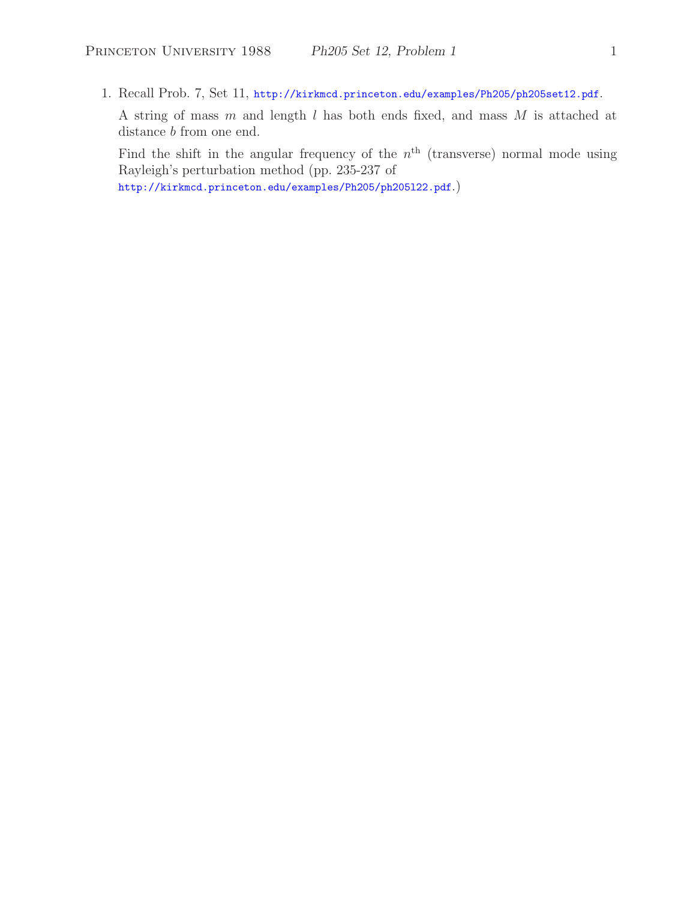1. Recall Prob. 7, Set 11, http://kirkmcd.princeton.edu/examples/Ph205/ph205set12.pdf.

   A string of mass $m$ and length $l$ has both ends fixed, and mass $M$ is attached at distance $b$ from one end.

   Find the shift in the angular frequency of the $n^{\text{th}}$ (transverse) normal mode using Rayleigh's perturbation method (pp. 235-237 of http://kirkmcd.princeton.edu/examples/Ph205/ph205l22.pdf.)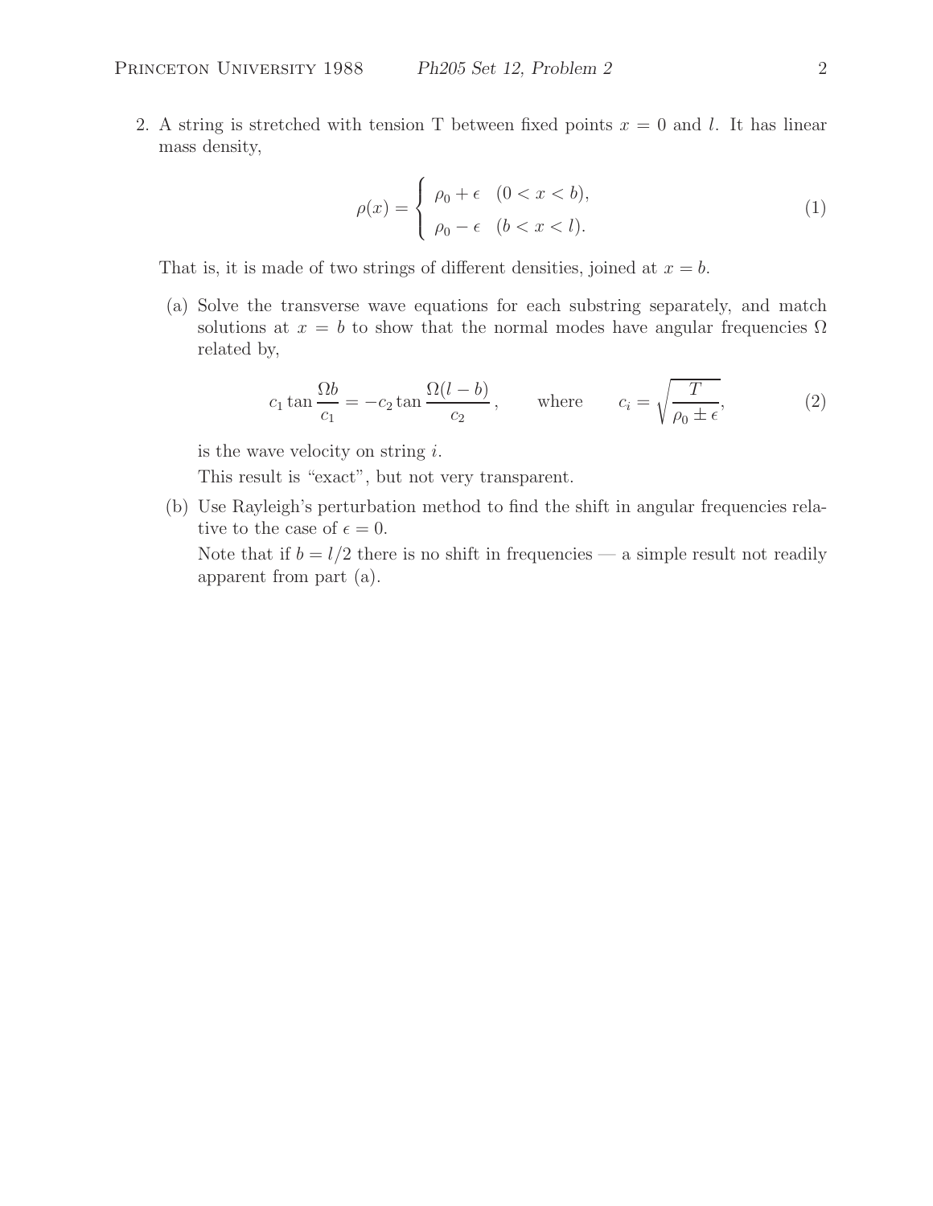2. A string is stretched with tension T between fixed points $x = 0$ and $l$. It has linear mass density,

$$\rho(x) = \begin{cases} \rho_0 + \epsilon & (0 < x < b), \\ \rho_0 - \epsilon & (b < x < l). \end{cases} \tag{1}$$

That is, it is made of two strings of different densities, joined at $x = b$.

(a) Solve the transverse wave equations for each substring separately, and match solutions at $x = b$ to show that the normal modes have angular frequencies $\Omega$ related by,

$$c_1 \tan \frac{\Omega b}{c_1} = -c_2 \tan \frac{\Omega(l-b)}{c_2}, \qquad \text{where} \qquad c_i = \sqrt{\frac{T}{\rho_0 \pm \epsilon}}, \tag{2}$$

is the wave velocity on string $i$.

This result is "exact", but not very transparent.

(b) Use Rayleigh's perturbation method to find the shift in angular frequencies relative to the case of $\epsilon = 0$.

Note that if $b = l/2$ there is no shift in frequencies — a simple result not readily apparent from part (a).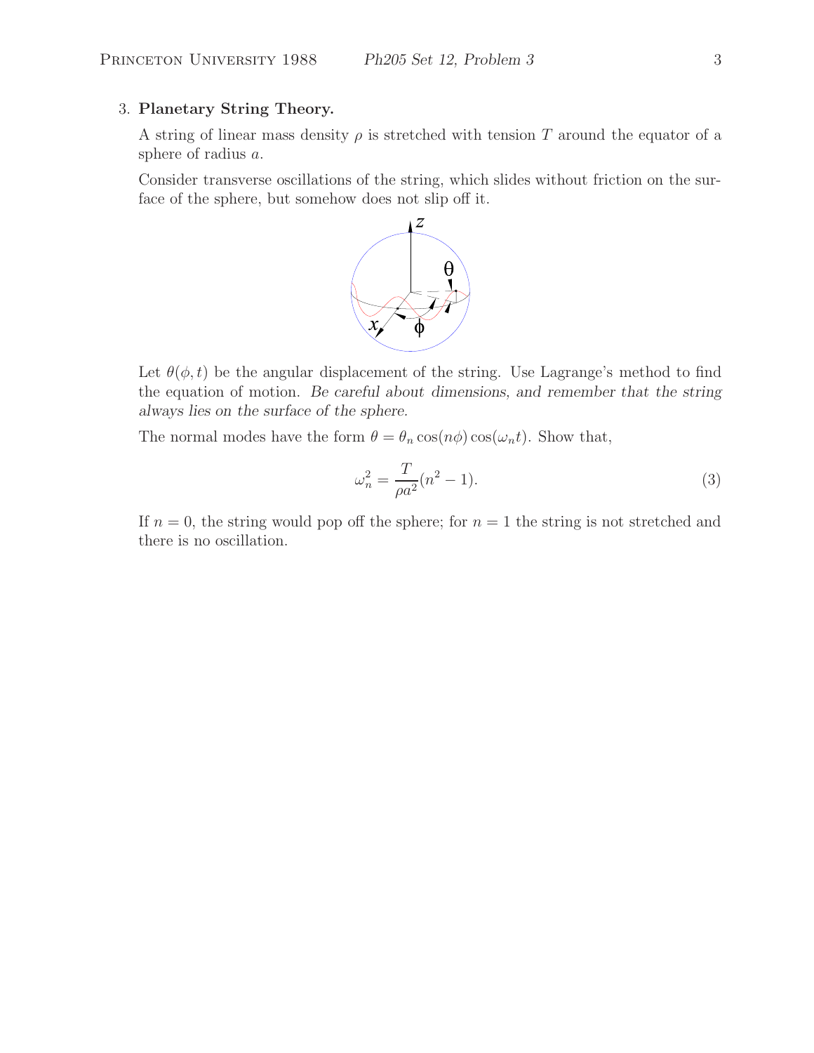3. **Planetary String Theory.**

A string of linear mass density $\rho$ is stretched with tension $T$ around the equator of a sphere of radius $a$.

Consider transverse oscillations of the string, which slides without friction on the surface of the sphere, but somehow does not slip off it.

Let $\theta(\phi, t)$ be the angular displacement of the string. Use Lagrange's method to find the equation of motion. *Be careful about dimensions, and remember that the string always lies on the surface of the sphere.*

The normal modes have the form $\theta = \theta_n \cos(n\phi)\cos(\omega_n t)$. Show that,

$$\omega_n^2 = \frac{T}{\rho a^2}(n^2 - 1). \tag{3}$$

If $n = 0$, the string would pop off the sphere; for $n = 1$ the string is not stretched and there is no oscillation.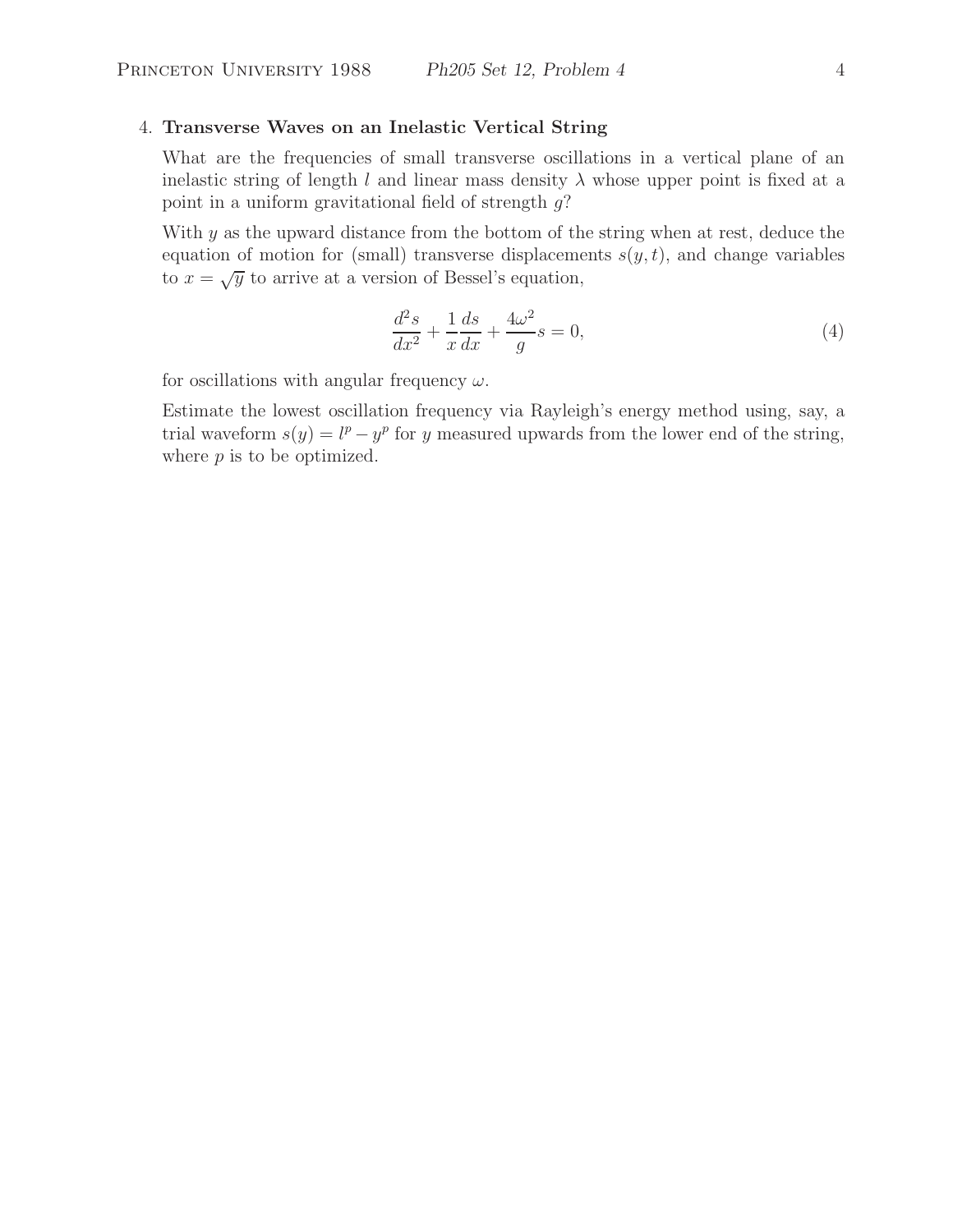4. **Transverse Waves on an Inelastic Vertical String**

What are the frequencies of small transverse oscillations in a vertical plane of an inelastic string of length $l$ and linear mass density $\lambda$ whose upper point is fixed at a point in a uniform gravitational field of strength $g$?

With $y$ as the upward distance from the bottom of the string when at rest, deduce the equation of motion for (small) transverse displacements $s(y, t)$, and change variables to $x = \sqrt{y}$ to arrive at a version of Bessel's equation,

$$\frac{d^2 s}{dx^2} + \frac{1}{x}\frac{ds}{dx} + \frac{4\omega^2}{g} s = 0, \tag{4}$$

for oscillations with angular frequency $\omega$.

Estimate the lowest oscillation frequency via Rayleigh's energy method using, say, a trial waveform $s(y) = l^p - y^p$ for $y$ measured upwards from the lower end of the string, where $p$ is to be optimized.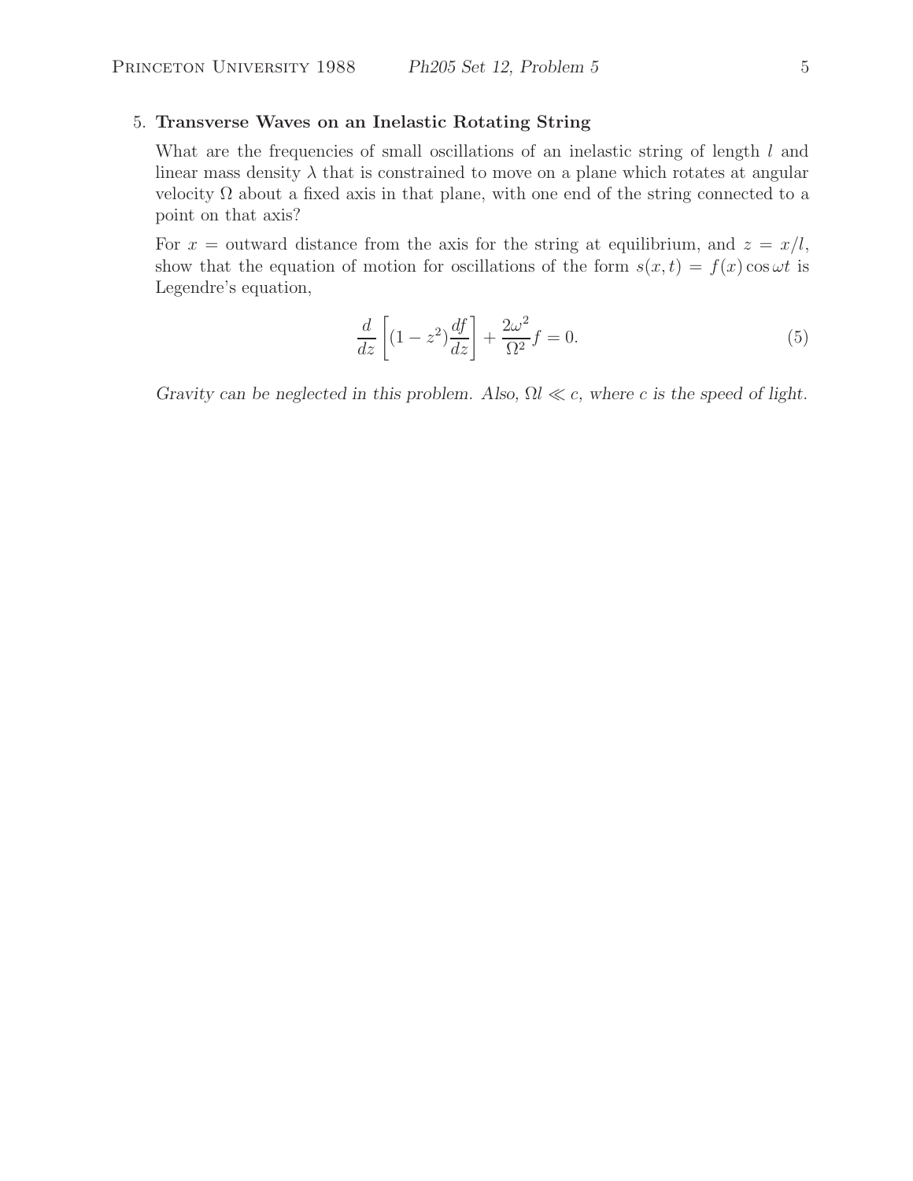5. **Transverse Waves on an Inelastic Rotating String**

What are the frequencies of small oscillations of an inelastic string of length $l$ and linear mass density $\lambda$ that is constrained to move on a plane which rotates at angular velocity $\Omega$ about a fixed axis in that plane, with one end of the string connected to a point on that axis?

For $x$ = outward distance from the axis for the string at equilibrium, and $z = x/l$, show that the equation of motion for oscillations of the form $s(x,t) = f(x)\cos\omega t$ is Legendre's equation,

$$\frac{d}{dz}\left[(1-z^2)\frac{df}{dz}\right] + \frac{2\omega^2}{\Omega^2}f = 0. \tag{5}$$

*Gravity can be neglected in this problem. Also, $\Omega l \ll c$, where $c$ is the speed of light.*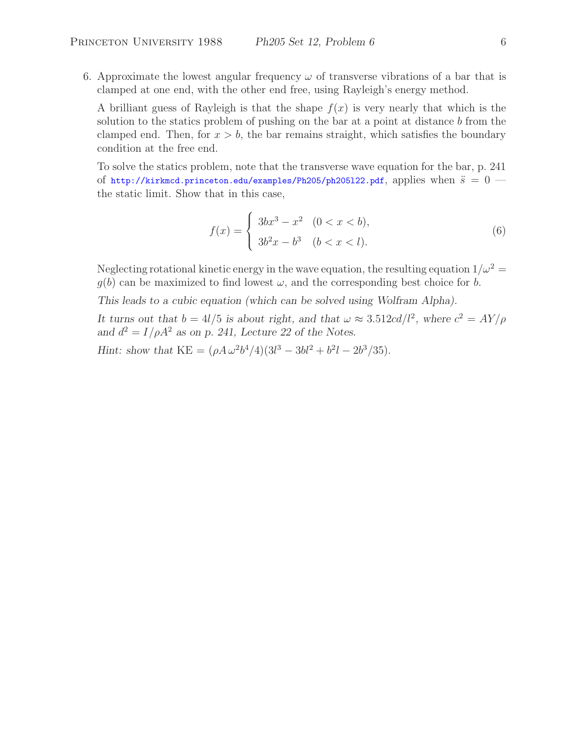6. Approximate the lowest angular frequency $\omega$ of transverse vibrations of a bar that is clamped at one end, with the other end free, using Rayleigh's energy method.

   A brilliant guess of Rayleigh is that the shape $f(x)$ is very nearly that which is the solution to the statics problem of pushing on the bar at a point at distance $b$ from the clamped end. Then, for $x > b$, the bar remains straight, which satisfies the boundary condition at the free end.

   To solve the statics problem, note that the transverse wave equation for the bar, p. 241 of http://kirkmcd.princeton.edu/examples/Ph205/ph205l22.pdf, applies when $\ddot{s} = 0$ — the static limit. Show that in this case,

$$f(x) = \begin{cases} 3bx^3 - x^2 & (0 < x < b), \\ 3b^2x - b^3 & (b < x < l). \end{cases} \tag{6}$$

   Neglecting rotational kinetic energy in the wave equation, the resulting equation $1/\omega^2 = g(b)$ can be maximized to find lowest $\omega$, and the corresponding best choice for $b$.

   *This leads to a cubic equation (which can be solved using Wolfram Alpha).*

   *It turns out that $b = 4l/5$ is about right, and that $\omega \approx 3.512cd/l^2$, where $c^2 = AY/\rho$ and $d^2 = I/\rho A^2$ as on p. 241, Lecture 22 of the Notes.*

   *Hint: show that* $\mathrm{KE} = (\rho A\,\omega^2 b^4/4)(3l^3 - 3bl^2 + b^2l - 2b^3/35)$.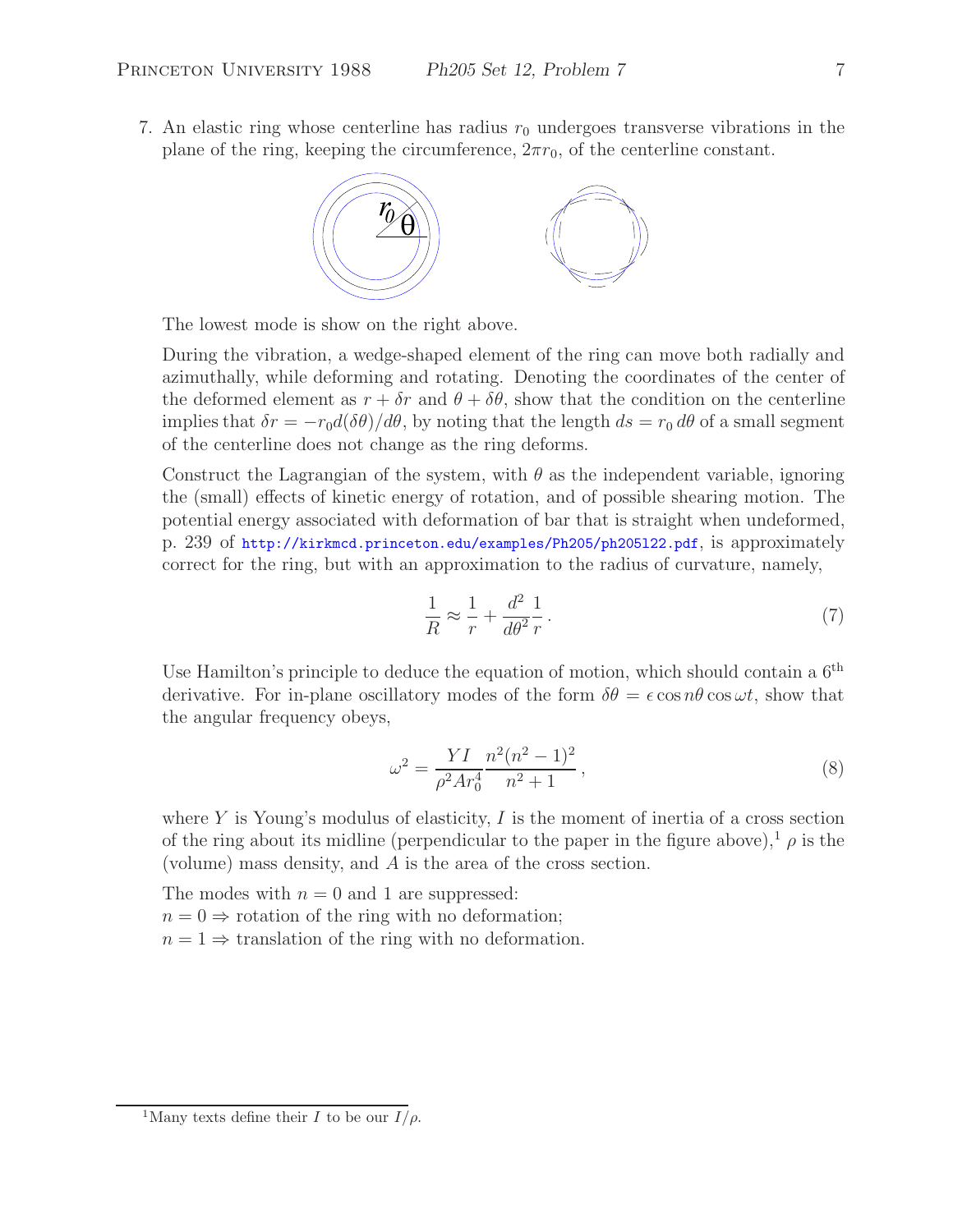7. An elastic ring whose centerline has radius $r_0$ undergoes transverse vibrations in the plane of the ring, keeping the circumference, $2\pi r_0$, of the centerline constant.

The lowest mode is show on the right above.

During the vibration, a wedge-shaped element of the ring can move both radially and azimuthally, while deforming and rotating. Denoting the coordinates of the center of the deformed element as $r + \delta r$ and $\theta + \delta\theta$, show that the condition on the centerline implies that $\delta r = -r_0 d(\delta\theta)/d\theta$, by noting that the length $ds = r_0\, d\theta$ of a small segment of the centerline does not change as the ring deforms.

Construct the Lagrangian of the system, with $\theta$ as the independent variable, ignoring the (small) effects of kinetic energy of rotation, and of possible shearing motion. The potential energy associated with deformation of bar that is straight when undeformed, p. 239 of http://kirkmcd.princeton.edu/examples/Ph205/ph205l22.pdf, is approximately correct for the ring, but with an approximation to the radius of curvature, namely,

$$\frac{1}{R} \approx \frac{1}{r} + \frac{d^2}{d\theta^2}\frac{1}{r}\,. \tag{7}$$

Use Hamilton's principle to deduce the equation of motion, which should contain a 6th derivative. For in-plane oscillatory modes of the form $\delta\theta = \epsilon \cos n\theta \cos \omega t$, show that the angular frequency obeys,

$$\omega^2 = \frac{YI}{\rho^2 A r_0^4}\frac{n^2(n^2-1)^2}{n^2+1}\,, \tag{8}$$

where $Y$ is Young's modulus of elasticity, $I$ is the moment of inertia of a cross section of the ring about its midline (perpendicular to the paper in the figure above),[1] $\rho$ is the (volume) mass density, and $A$ is the area of the cross section.

The modes with $n = 0$ and 1 are suppressed:
$n = 0 \Rightarrow$ rotation of the ring with no deformation;
$n = 1 \Rightarrow$ translation of the ring with no deformation.

[1] Many texts define their $I$ to be our $I/\rho$.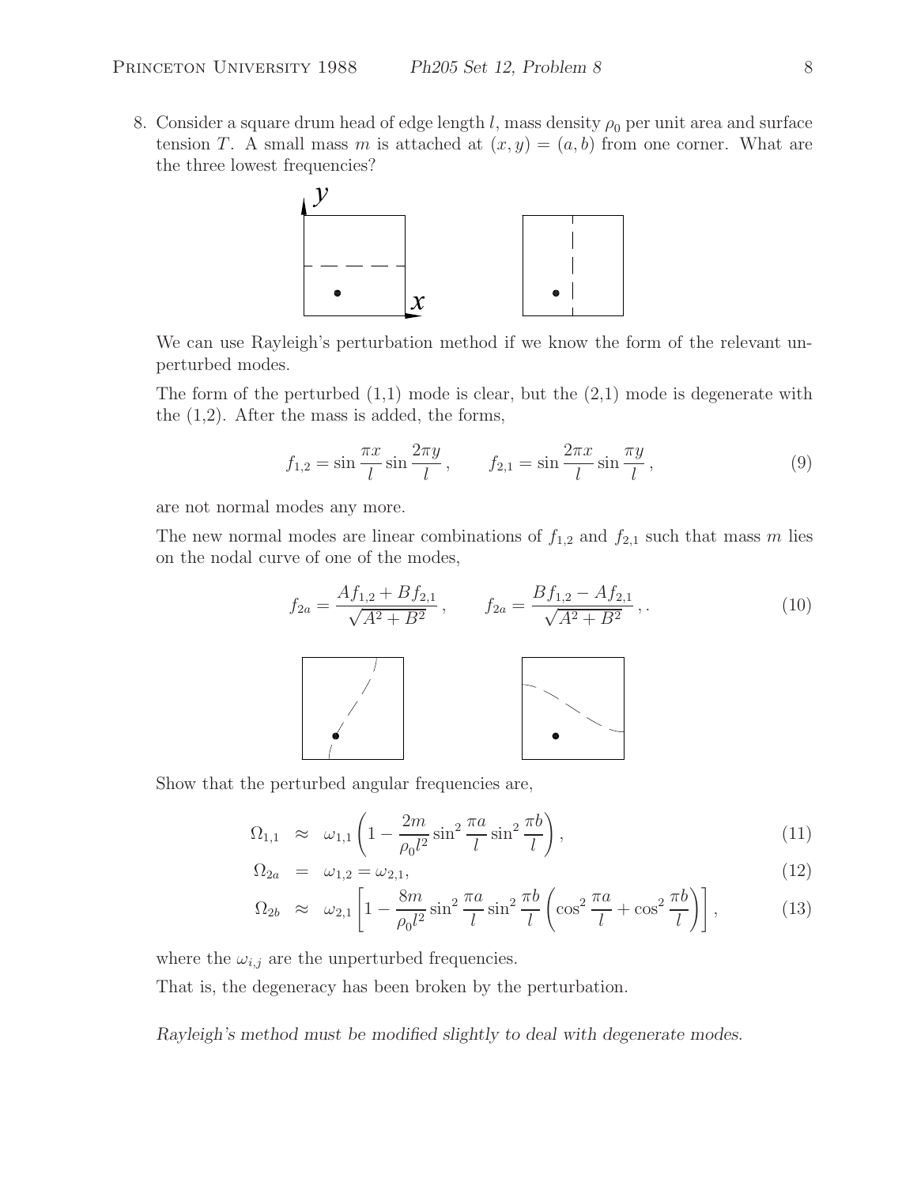8. Consider a square drum head of edge length $l$, mass density $\rho_0$ per unit area and surface tension $T$. A small mass $m$ is attached at $(x, y) = (a, b)$ from one corner. What are the three lowest frequencies?

We can use Rayleigh's perturbation method if we know the form of the relevant unperturbed modes.

The form of the perturbed (1,1) mode is clear, but the (2,1) mode is degenerate with the (1,2). After the mass is added, the forms,

$$f_{1,2} = \sin\frac{\pi x}{l}\sin\frac{2\pi y}{l}, \qquad f_{2,1} = \sin\frac{2\pi x}{l}\sin\frac{\pi y}{l}, \tag{9}$$

are not normal modes any more.

The new normal modes are linear combinations of $f_{1,2}$ and $f_{2,1}$ such that mass $m$ lies on the nodal curve of one of the modes,

$$f_{2a} = \frac{Af_{1,2} + Bf_{2,1}}{\sqrt{A^2 + B^2}}, \qquad f_{2a} = \frac{Bf_{1,2} - Af_{2,1}}{\sqrt{A^2 + B^2}}, . \tag{10}$$

Show that the perturbed angular frequencies are,

$$\Omega_{1,1} \approx \omega_{1,1}\left(1 - \frac{2m}{\rho_0 l^2}\sin^2\frac{\pi a}{l}\sin^2\frac{\pi b}{l}\right), \tag{11}$$

$$\Omega_{2a} = \omega_{1,2} = \omega_{2,1}, \tag{12}$$

$$\Omega_{2b} \approx \omega_{2,1}\left[1 - \frac{8m}{\rho_0 l^2}\sin^2\frac{\pi a}{l}\sin^2\frac{\pi b}{l}\left(\cos^2\frac{\pi a}{l} + \cos^2\frac{\pi b}{l}\right)\right], \tag{13}$$

where the $\omega_{i,j}$ are the unperturbed frequencies.

That is, the degeneracy has been broken by the perturbation.

*Rayleigh's method must be modified slightly to deal with degenerate modes.*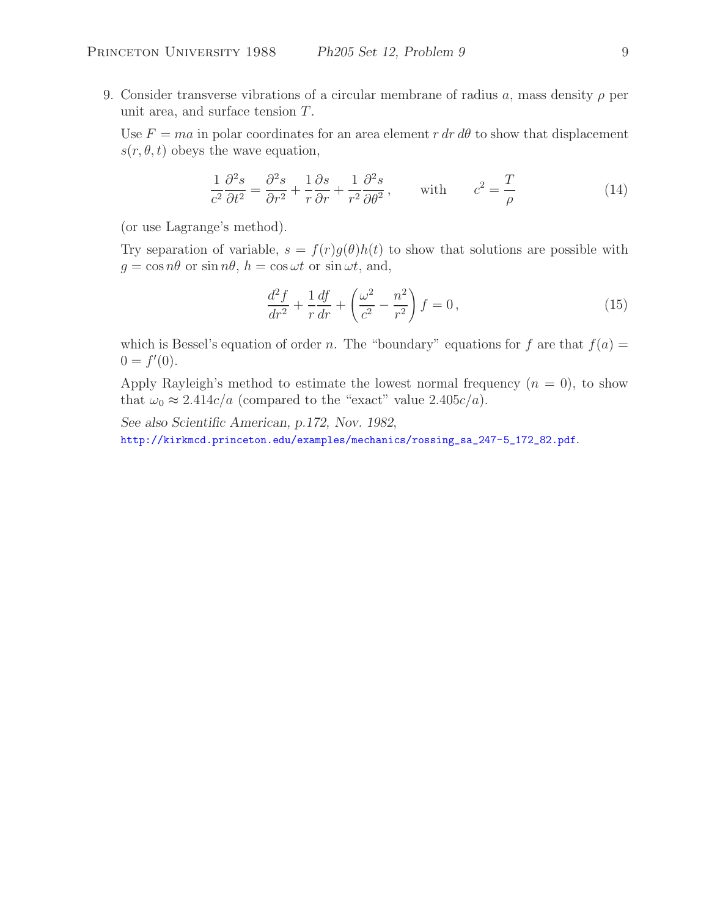9. Consider transverse vibrations of a circular membrane of radius $a$, mass density $\rho$ per unit area, and surface tension $T$.

   Use $F = ma$ in polar coordinates for an area element $r\,dr\,d\theta$ to show that displacement $s(r, \theta, t)$ obeys the wave equation,

$$\frac{1}{c^2}\frac{\partial^2 s}{\partial t^2} = \frac{\partial^2 s}{\partial r^2} + \frac{1}{r}\frac{\partial s}{\partial r} + \frac{1}{r^2}\frac{\partial^2 s}{\partial \theta^2}\,, \qquad \text{with} \qquad c^2 = \frac{T}{\rho} \tag{14}$$

   (or use Lagrange's method).

   Try separation of variable, $s = f(r)g(\theta)h(t)$ to show that solutions are possible with $g = \cos n\theta$ or $\sin n\theta$, $h = \cos \omega t$ or $\sin \omega t$, and,

$$\frac{d^2 f}{dr^2} + \frac{1}{r}\frac{df}{dr} + \left(\frac{\omega^2}{c^2} - \frac{n^2}{r^2}\right) f = 0\,, \tag{15}$$

   which is Bessel's equation of order $n$. The "boundary" equations for $f$ are that $f(a) = 0 = f'(0)$.

   Apply Rayleigh's method to estimate the lowest normal frequency ($n = 0$), to show that $\omega_0 \approx 2.414c/a$ (compared to the "exact" value $2.405c/a$).

   *See also Scientific American, p.172, Nov. 1982*,
   http://kirkmcd.princeton.edu/examples/mechanics/rossing_sa_247-5_172_82.pdf.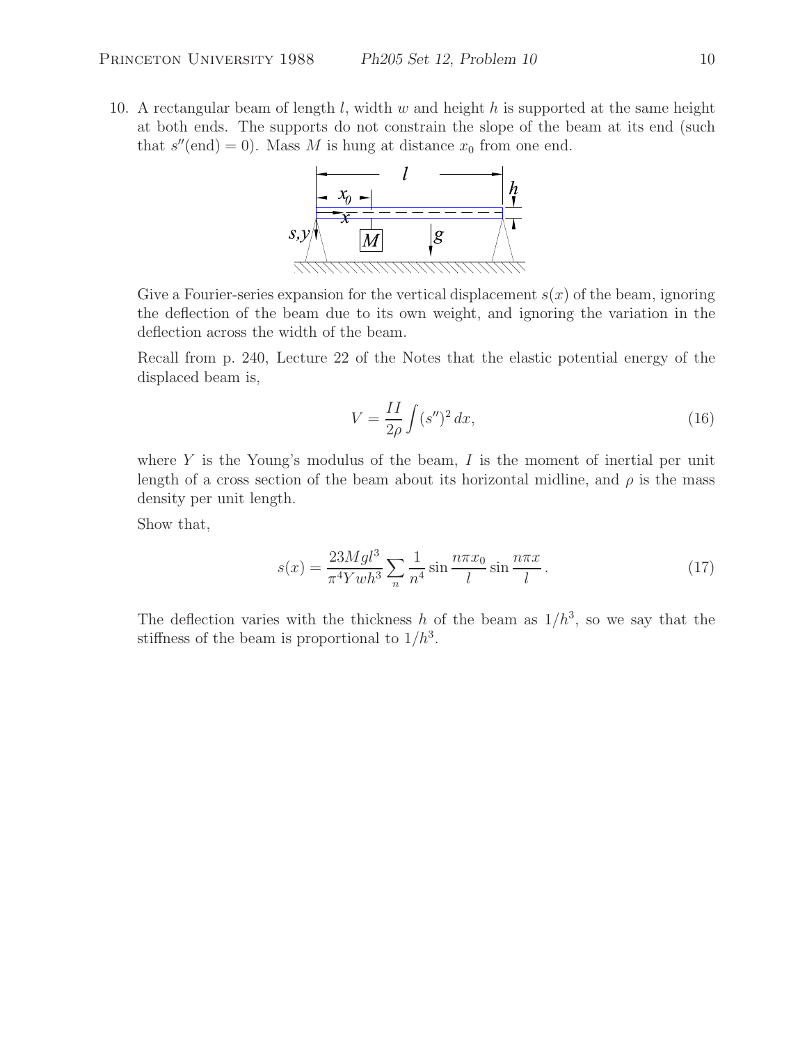10. A rectangular beam of length $l$, width $w$ and height $h$ is supported at the same height at both ends. The supports do not constrain the slope of the beam at its end (such that $s''(\text{end}) = 0$). Mass $M$ is hung at distance $x_0$ from one end.

Give a Fourier-series expansion for the vertical displacement $s(x)$ of the beam, ignoring the deflection of the beam due to its own weight, and ignoring the variation in the deflection across the width of the beam.

Recall from p. 240, Lecture 22 of the Notes that the elastic potential energy of the displaced beam is,

$$V = \frac{II}{2\rho} \int (s'')^2 \, dx, \tag{16}$$

where $Y$ is the Young's modulus of the beam, $I$ is the moment of inertial per unit length of a cross section of the beam about its horizontal midline, and $\rho$ is the mass density per unit length.

Show that,

$$s(x) = \frac{23Mgl^3}{\pi^4 Ywh^3} \sum_n \frac{1}{n^4} \sin \frac{n\pi x_0}{l} \sin \frac{n\pi x}{l}. \tag{17}$$

The deflection varies with the thickness $h$ of the beam as $1/h^3$, so we say that the stiffness of the beam is proportional to $1/h^3$.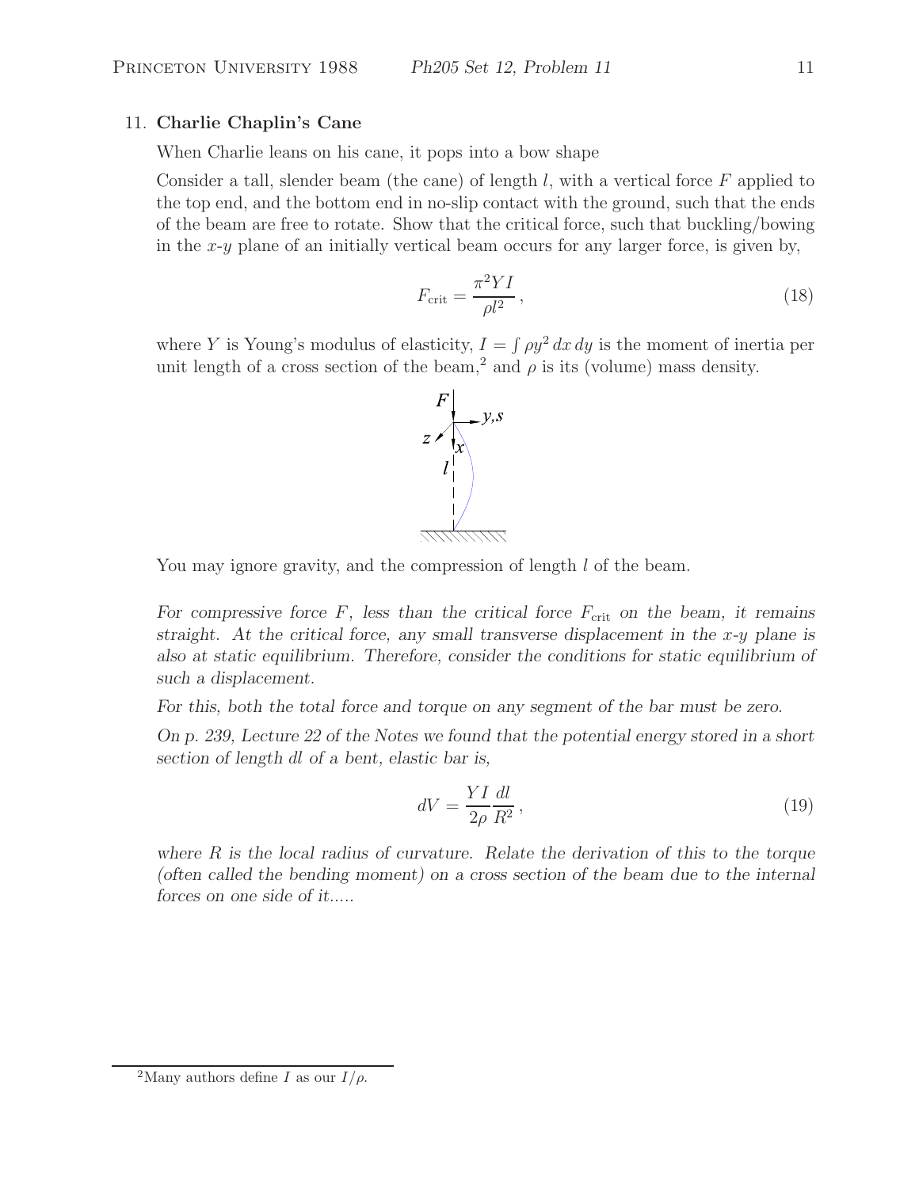11. **Charlie Chaplin's Cane**

When Charlie leans on his cane, it pops into a bow shape

Consider a tall, slender beam (the cane) of length $l$, with a vertical force $F$ applied to the top end, and the bottom end in no-slip contact with the ground, such that the ends of the beam are free to rotate. Show that the critical force, such that buckling/bowing in the $x$-$y$ plane of an initially vertical beam occurs for any larger force, is given by,

$$F_{\text{crit}} = \frac{\pi^2 YI}{\rho l^2}, \tag{18}$$

where $Y$ is Young's modulus of elasticity, $I = \int \rho y^2 \, dx \, dy$ is the moment of inertia per unit length of a cross section of the beam,[2] and $\rho$ is its (volume) mass density.

You may ignore gravity, and the compression of length $l$ of the beam.

*For compressive force $F$, less than the critical force $F_{\text{crit}}$ on the beam, it remains straight. At the critical force, any small transverse displacement in the $x$-$y$ plane is also at static equilibrium. Therefore, consider the conditions for static equilibrium of such a displacement.*

*For this, both the total force and torque on any segment of the bar must be zero.*

*On p. 239, Lecture 22 of the Notes we found that the potential energy stored in a short section of length $dl$ of a bent, elastic bar is,*

$$dV = \frac{YI}{2\rho} \frac{dl}{R^2}, \tag{19}$$

*where $R$ is the local radius of curvature. Relate the derivation of this to the torque (often called the bending moment) on a cross section of the beam due to the internal forces on one side of it.....*

[2]Many authors define $I$ as our $I/\rho$.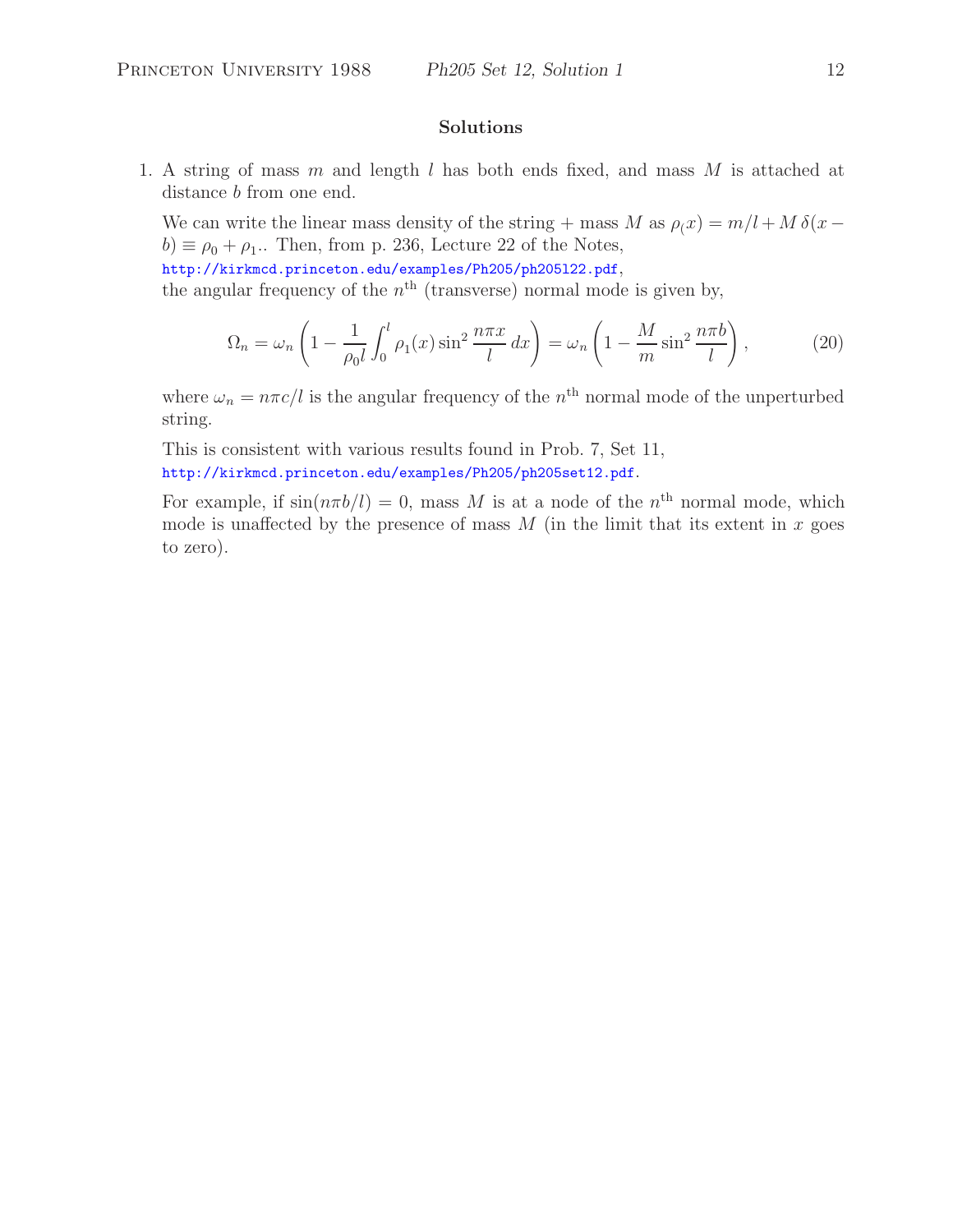## Solutions

1. A string of mass $m$ and length $l$ has both ends fixed, and mass $M$ is attached at distance $b$ from one end.

   We can write the linear mass density of the string + mass $M$ as $\rho_(x) = m/l + M\,\delta(x - b) \equiv \rho_0 + \rho_1$.. Then, from p. 236, Lecture 22 of the Notes,
   http://kirkmcd.princeton.edu/examples/Ph205/ph205l22.pdf,
   the angular frequency of the $n^{\rm th}$ (transverse) normal mode is given by,

   $$\Omega_n = \omega_n \left(1 - \frac{1}{\rho_0 l} \int_0^l \rho_1(x) \sin^2 \frac{n\pi x}{l}\, dx\right) = \omega_n \left(1 - \frac{M}{m} \sin^2 \frac{n\pi b}{l}\right), \qquad (20)$$

   where $\omega_n = n\pi c/l$ is the angular frequency of the $n^{\rm th}$ normal mode of the unperturbed string.

   This is consistent with various results found in Prob. 7, Set 11,
   http://kirkmcd.princeton.edu/examples/Ph205/ph205set12.pdf.

   For example, if $\sin(n\pi b/l) = 0$, mass $M$ is at a node of the $n^{\rm th}$ normal mode, which mode is unaffected by the presence of mass $M$ (in the limit that its extent in $x$ goes to zero).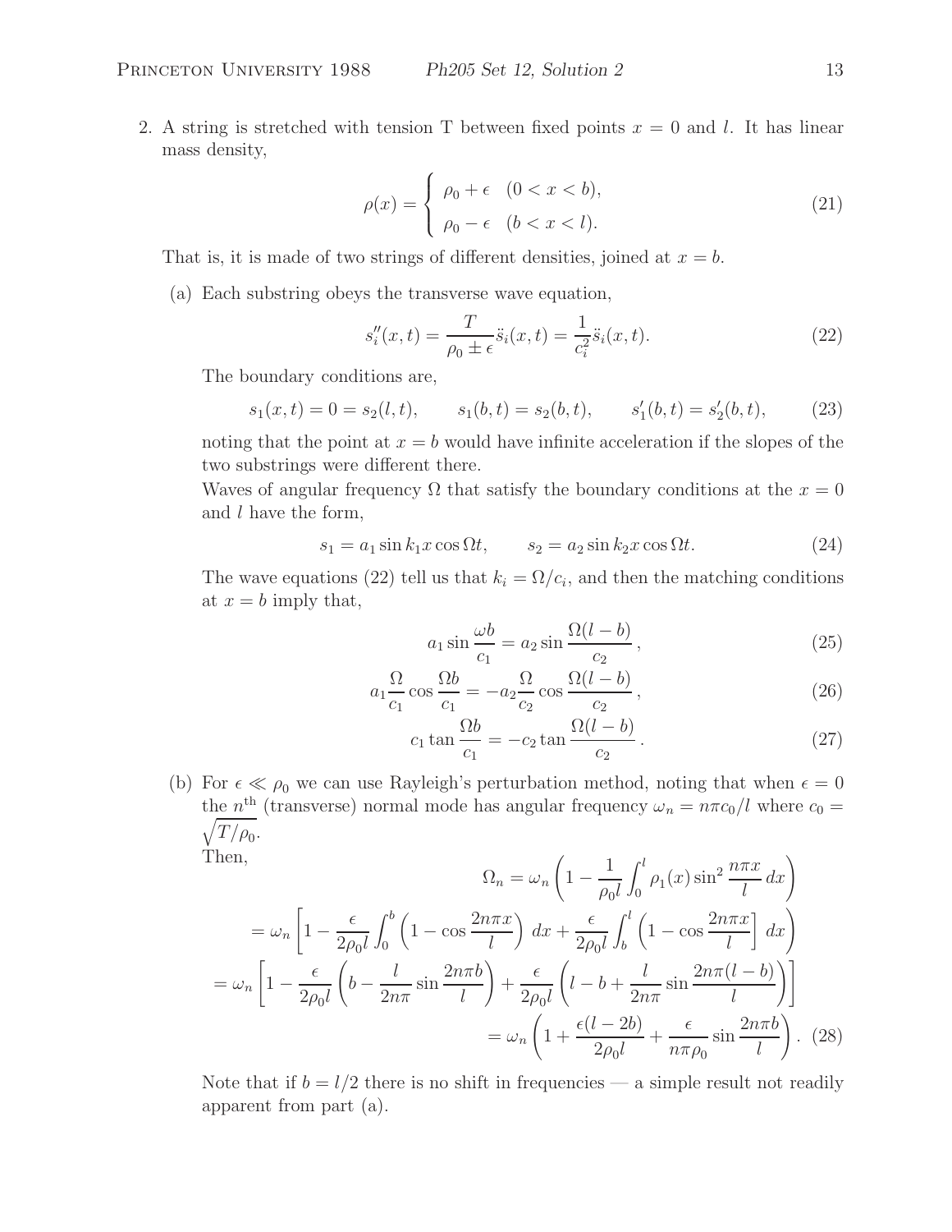2. A string is stretched with tension T between fixed points $x = 0$ and $l$. It has linear mass density,

$$\rho(x) = \begin{cases} \rho_0 + \epsilon & (0 < x < b), \\ \rho_0 - \epsilon & (b < x < l). \end{cases} \tag{21}$$

That is, it is made of two strings of different densities, joined at $x = b$.

(a) Each substring obeys the transverse wave equation,

$$s_i''(x,t) = \frac{T}{\rho_0 \pm \epsilon} \ddot{s}_i(x,t) = \frac{1}{c_i^2} \ddot{s}_i(x,t). \tag{22}$$

The boundary conditions are,

$$s_1(x,t) = 0 = s_2(l,t), \qquad s_1(b,t) = s_2(b,t), \qquad s_1'(b,t) = s_2'(b,t), \tag{23}$$

noting that the point at $x = b$ would have infinite acceleration if the slopes of the two substrings were different there.

Waves of angular frequency $\Omega$ that satisfy the boundary conditions at the $x = 0$ and $l$ have the form,

$$s_1 = a_1 \sin k_1 x \cos \Omega t, \qquad s_2 = a_2 \sin k_2 x \cos \Omega t. \tag{24}$$

The wave equations (22) tell us that $k_i = \Omega / c_i$, and then the matching conditions at $x = b$ imply that,

$$a_1 \sin \frac{\omega b}{c_1} = a_2 \sin \frac{\Omega (l - b)}{c_2}, \tag{25}$$

$$a_1 \frac{\Omega}{c_1} \cos \frac{\Omega b}{c_1} = -a_2 \frac{\Omega}{c_2} \cos \frac{\Omega (l - b)}{c_2}, \tag{26}$$

$$c_1 \tan \frac{\Omega b}{c_1} = -c_2 \tan \frac{\Omega (l - b)}{c_2}. \tag{27}$$

(b) For $\epsilon \ll \rho_0$ we can use Rayleigh's perturbation method, noting that when $\epsilon = 0$ the $n^{\text{th}}$ (transverse) normal mode has angular frequency $\omega_n = n\pi c_0 / l$ where $c_0 = \sqrt{T/\rho_0}$.

Then,

$$\Omega_n = \omega_n \left( 1 - \frac{1}{\rho_0 l} \int_0^l \rho_1(x) \sin^2 \frac{n\pi x}{l} \, dx \right)$$

$$= \omega_n \left[ 1 - \frac{\epsilon}{2\rho_0 l} \int_0^b \left( 1 - \cos \frac{2n\pi x}{l} \right) \, dx + \frac{\epsilon}{2\rho_0 l} \int_b^l \left( 1 - \cos \frac{2n\pi x}{l} \right] \, dx \right)$$

$$= \omega_n \left[ 1 - \frac{\epsilon}{2\rho_0 l} \left( b - \frac{l}{2n\pi} \sin \frac{2n\pi b}{l} \right) + \frac{\epsilon}{2\rho_0 l} \left( l - b + \frac{l}{2n\pi} \sin \frac{2n\pi (l - b)}{l} \right) \right]$$

$$= \omega_n \left( 1 + \frac{\epsilon (l - 2b)}{2\rho_0 l} + \frac{\epsilon}{n\pi \rho_0} \sin \frac{2n\pi b}{l} \right). \tag{28}$$

Note that if $b = l/2$ there is no shift in frequencies — a simple result not readily apparent from part (a).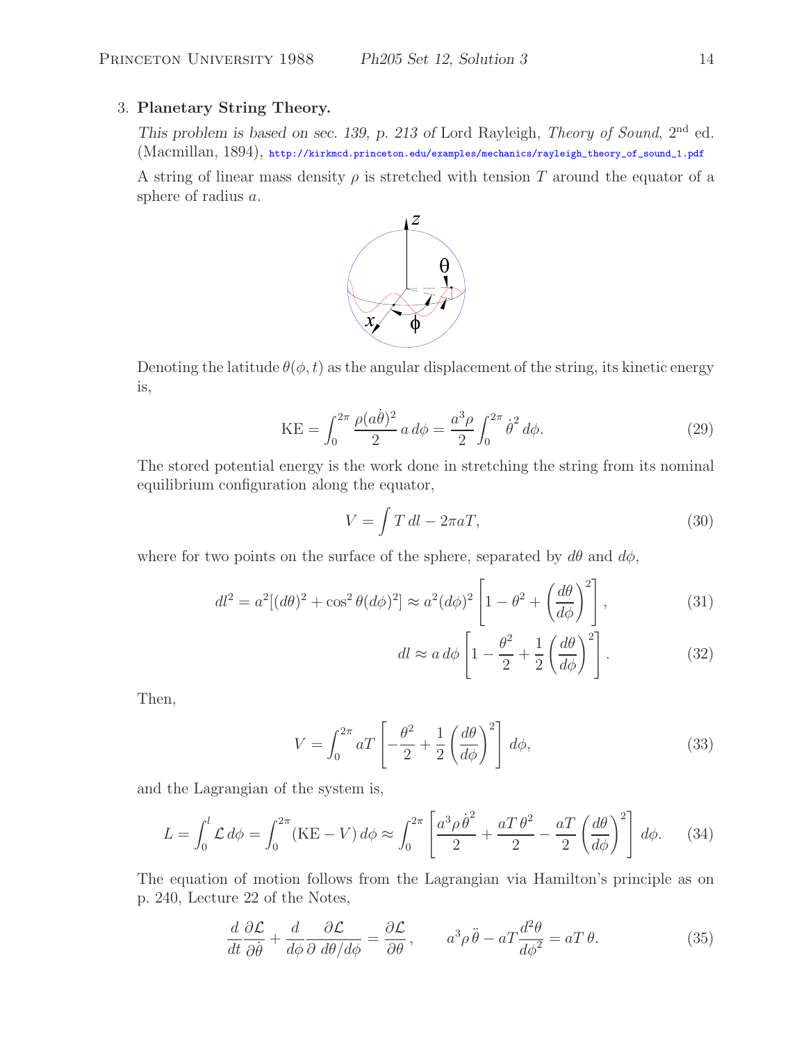3. **Planetary String Theory.**

*This problem is based on sec. 139, p. 213 of* Lord Rayleigh, *Theory of Sound*, 2nd ed. (Macmillan, 1894), http://kirkmcd.princeton.edu/examples/mechanics/rayleigh_theory_of_sound_1.pdf

A string of linear mass density $\rho$ is stretched with tension $T$ around the equator of a sphere of radius $a$.

Denoting the latitude $\theta(\phi, t)$ as the angular displacement of the string, its kinetic energy is,

$$\text{KE} = \int_0^{2\pi} \frac{\rho(a\dot{\theta})^2}{2}\, a\, d\phi = \frac{a^3\rho}{2}\int_0^{2\pi} \dot{\theta}^2\, d\phi. \tag{29}$$

The stored potential energy is the work done in stretching the string from its nominal equilibrium configuration along the equator,

$$V = \int T\, dl - 2\pi a T, \tag{30}$$

where for two points on the surface of the sphere, separated by $d\theta$ and $d\phi$,

$$dl^2 = a^2[(d\theta)^2 + \cos^2\theta(d\phi)^2] \approx a^2(d\phi)^2\left[1 - \theta^2 + \left(\frac{d\theta}{d\phi}\right)^2\right], \tag{31}$$

$$dl \approx a\, d\phi\left[1 - \frac{\theta^2}{2} + \frac{1}{2}\left(\frac{d\theta}{d\phi}\right)^2\right]. \tag{32}$$

Then,

$$V = \int_0^{2\pi} aT\left[-\frac{\theta^2}{2} + \frac{1}{2}\left(\frac{d\theta}{d\phi}\right)^2\right] d\phi, \tag{33}$$

and the Lagrangian of the system is,

$$L = \int_0^l \mathcal{L}\, d\phi = \int_0^{2\pi}(\text{KE} - V)\, d\phi \approx \int_0^{2\pi}\left[\frac{a^3\rho\,\dot{\theta}^2}{2} + \frac{aT\,\theta^2}{2} - \frac{aT}{2}\left(\frac{d\theta}{d\phi}\right)^2\right] d\phi. \tag{34}$$

The equation of motion follows from the Lagrangian via Hamilton's principle as on p. 240, Lecture 22 of the Notes,

$$\frac{d}{dt}\frac{\partial\mathcal{L}}{\partial\dot{\theta}} + \frac{d}{d\phi}\frac{\partial\mathcal{L}}{\partial\ d\theta/d\phi} = \frac{\partial\mathcal{L}}{\partial\theta}, \qquad a^3\rho\,\ddot{\theta} - aT\frac{d^2\theta}{d\phi^2} = aT\,\theta. \tag{35}$$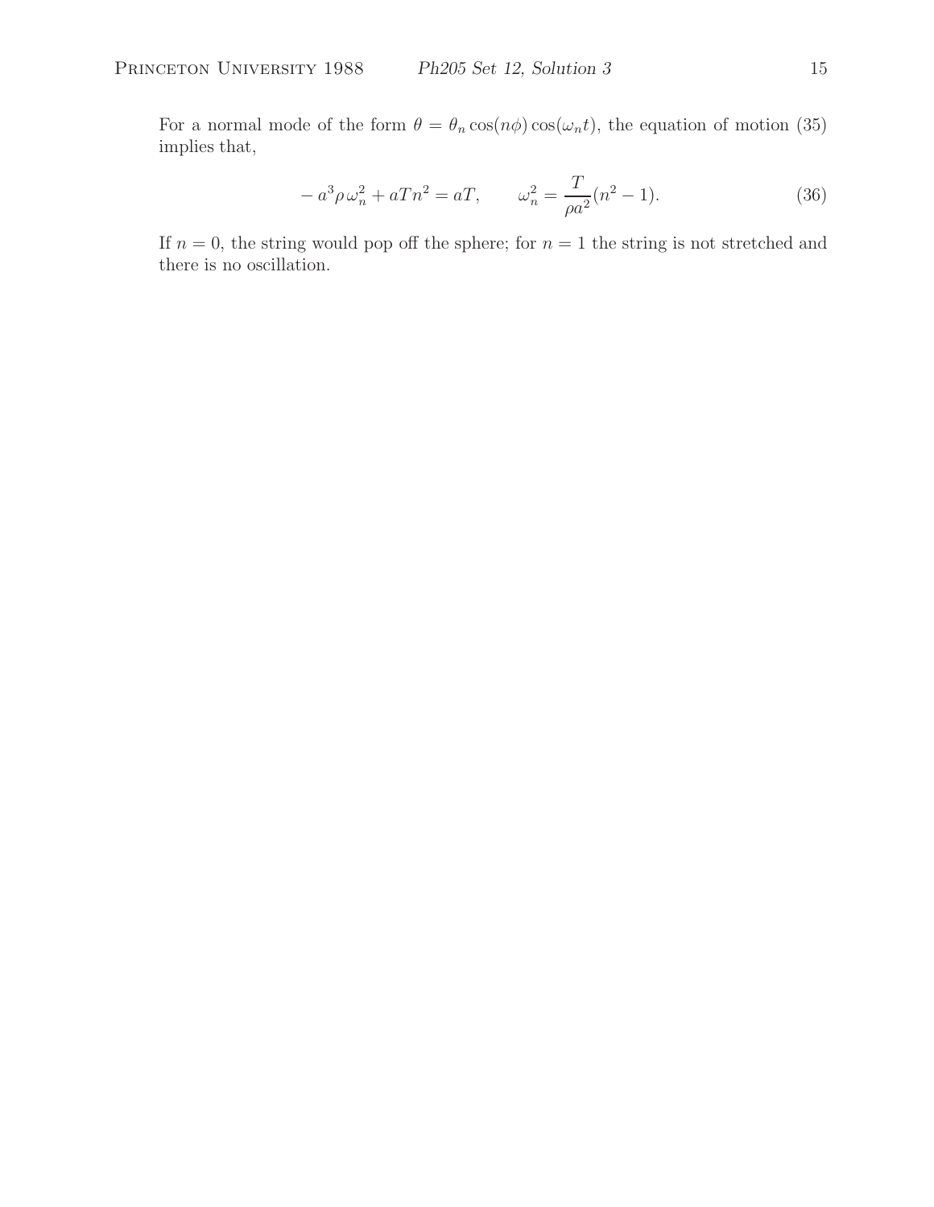For a normal mode of the form $\theta = \theta_n \cos(n\phi)\cos(\omega_n t)$, the equation of motion (35) implies that,

$$-a^3\rho\,\omega_n^2 + aTn^2 = aT, \qquad \omega_n^2 = \frac{T}{\rho a^2}(n^2 - 1). \tag{36}$$

If $n = 0$, the string would pop off the sphere; for $n = 1$ the string is not stretched and there is no oscillation.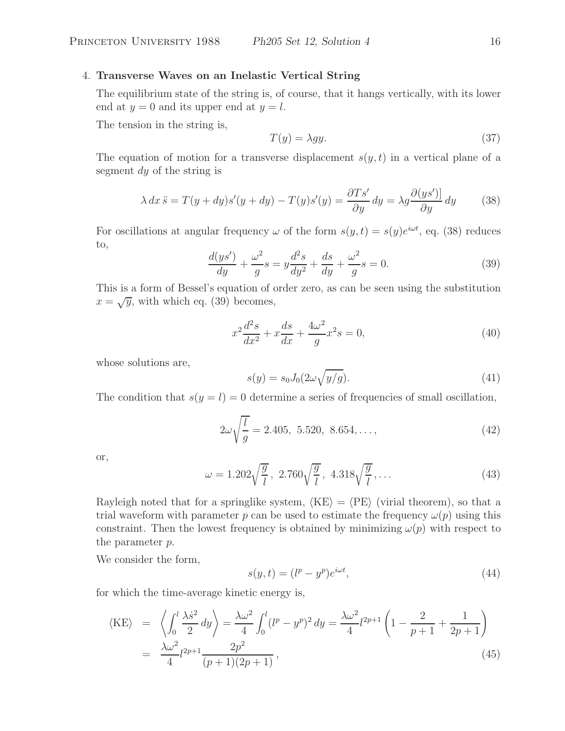4. **Transverse Waves on an Inelastic Vertical String**

The equilibrium state of the string is, of course, that it hangs vertically, with its lower end at $y = 0$ and its upper end at $y = l$.

The tension in the string is,

$$T(y) = \lambda g y. \tag{37}$$

The equation of motion for a transverse displacement $s(y, t)$ in a vertical plane of a segment $dy$ of the string is

$$\lambda \, dx \, \ddot{s} = T(y + dy)s'(y + dy) - T(y)s'(y) = \frac{\partial T s'}{\partial y} \, dy = \lambda g \frac{\partial(ys')]}{\partial y} \, dy \tag{38}$$

For oscillations at angular frequency $\omega$ of the form $s(y, t) = s(y)e^{i\omega t}$, eq. (38) reduces to,

$$\frac{d(ys')}{dy} + \frac{\omega^2}{g} s = y \frac{d^2 s}{dy^2} + \frac{ds}{dy} + \frac{\omega^2}{g} s = 0. \tag{39}$$

This is a form of Bessel's equation of order zero, as can be seen using the substitution $x = \sqrt{y}$, with which eq. (39) becomes,

$$x^2 \frac{d^2 s}{dx^2} + x \frac{ds}{dx} + \frac{4\omega^2}{g} x^2 s = 0, \tag{40}$$

whose solutions are,

$$s(y) = s_0 J_0(2\omega\sqrt{y/g}). \tag{41}$$

The condition that $s(y = l) = 0$ determine a series of frequencies of small oscillation,

$$2\omega\sqrt{\frac{l}{g}} = 2.405, \ 5.520, \ 8.654, \ldots, \tag{42}$$

or,

$$\omega = 1.202\sqrt{\frac{g}{l}}\,, \ 2.760\sqrt{\frac{g}{l}}\,, \ 4.318\sqrt{\frac{g}{l}}\,, \ldots \tag{43}$$

Rayleigh noted that for a springlike system, $\langle \text{KE} \rangle = \langle \text{PE} \rangle$ (virial theorem), so that a trial waveform with parameter $p$ can be used to estimate the frequency $\omega(p)$ using this constraint. Then the lowest frequency is obtained by minimizing $\omega(p)$ with respect to the parameter $p$.

We consider the form,

$$s(y, t) = (l^p - y^p)e^{i\omega t}, \tag{44}$$

for which the time-average kinetic energy is,

$$\begin{aligned}
\langle \text{KE} \rangle &= \left\langle \int_0^l \frac{\lambda \dot{s}^2}{2} \, dy \right\rangle = \frac{\lambda\omega^2}{4} \int_0^l (l^p - y^p)^2 \, dy = \frac{\lambda\omega^2}{4} l^{2p+1} \left( 1 - \frac{2}{p+1} + \frac{1}{2p+1} \right) \\
&= \frac{\lambda\omega^2}{4} l^{2p+1} \frac{2p^2}{(p+1)(2p+1)}\,,
\end{aligned} \tag{45}$$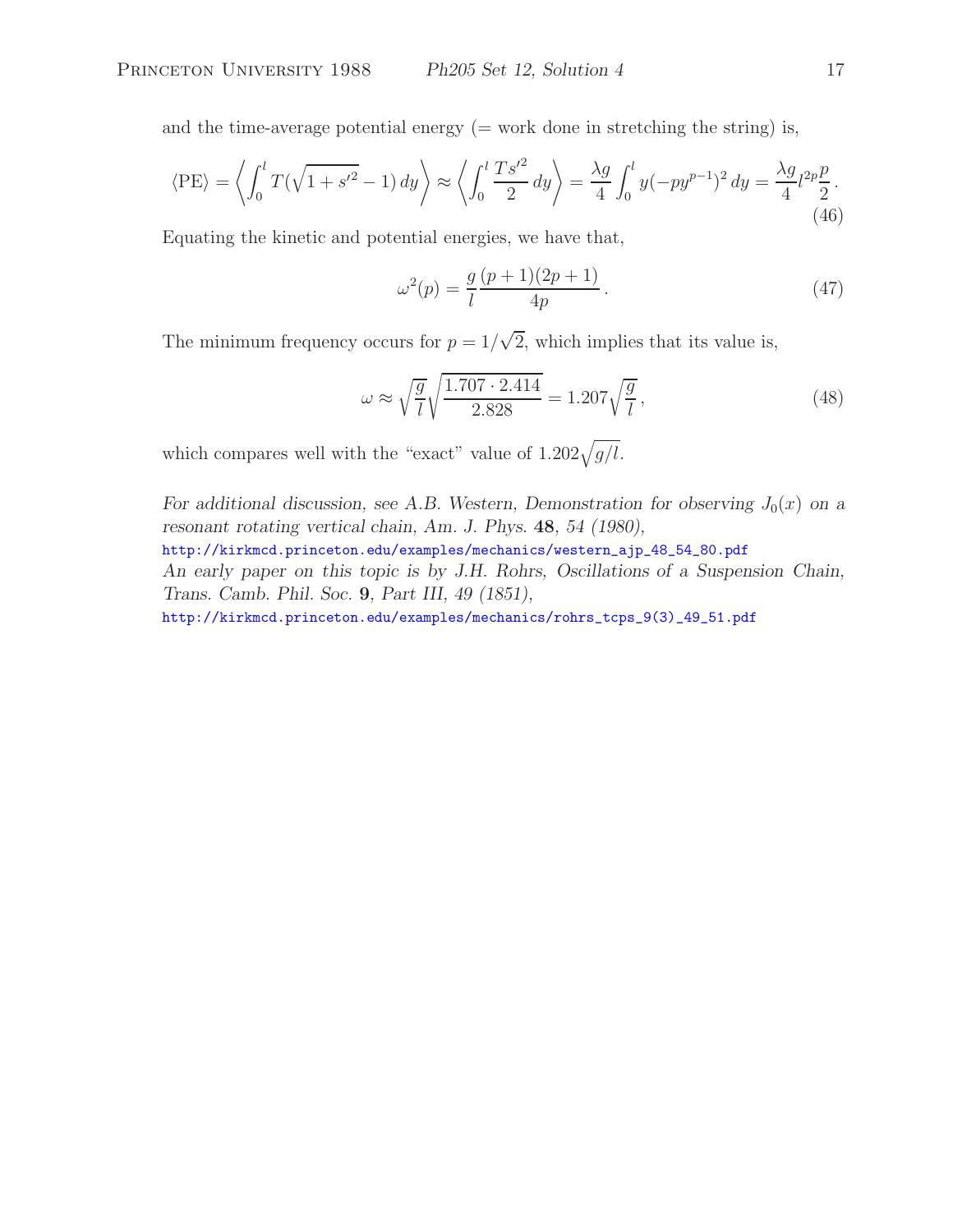and the time-average potential energy (= work done in stretching the string) is,

$$\langle \mathrm{PE} \rangle = \left\langle \int_0^l T(\sqrt{1+s'^2}-1)\,dy \right\rangle \approx \left\langle \int_0^l \frac{Ts'^2}{2}\,dy \right\rangle = \frac{\lambda g}{4}\int_0^l y(-py^{p-1})^2\,dy = \frac{\lambda g}{4} l^{2p}\frac{p}{2}\,. \tag{46}$$

Equating the kinetic and potential energies, we have that,

$$\omega^2(p) = \frac{g}{l}\frac{(p+1)(2p+1)}{4p}\,. \tag{47}$$

The minimum frequency occurs for $p = 1/\sqrt{2}$, which implies that its value is,

$$\omega \approx \sqrt{\frac{g}{l}}\sqrt{\frac{1.707 \cdot 2.414}{2.828}} = 1.207\sqrt{\frac{g}{l}}\,, \tag{48}$$

which compares well with the "exact" value of $1.202\sqrt{g/l}$.

*For additional discussion, see A.B. Western, Demonstration for observing $J_0(x)$ on a resonant rotating vertical chain, Am. J. Phys.* **48***, 54 (1980),*
http://kirkmcd.princeton.edu/examples/mechanics/western_ajp_48_54_80.pdf
*An early paper on this topic is by J.H. Rohrs, Oscillations of a Suspension Chain, Trans. Camb. Phil. Soc.* **9***, Part III, 49 (1851),*
http://kirkmcd.princeton.edu/examples/mechanics/rohrs_tcps_9(3)_49_51.pdf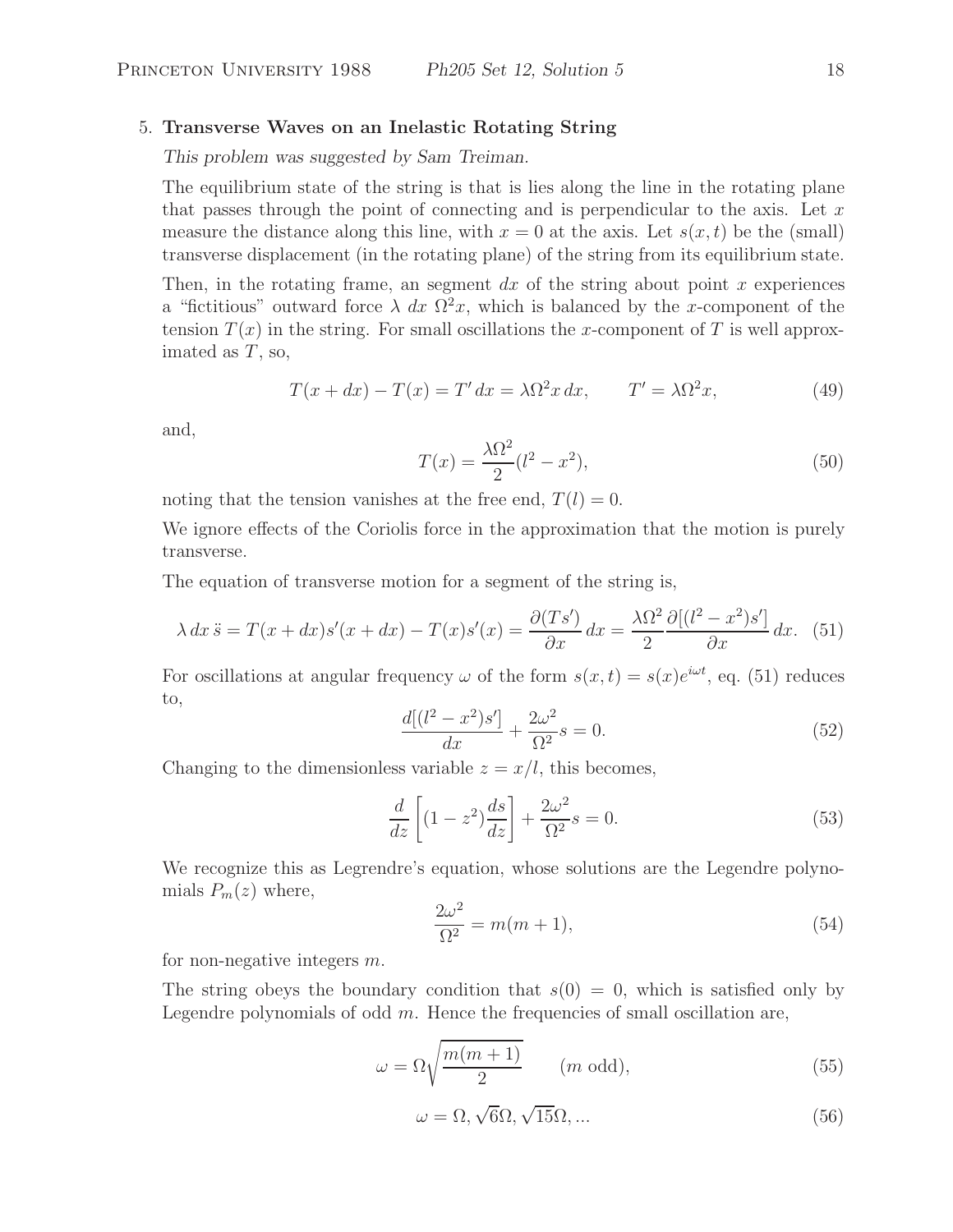5. **Transverse Waves on an Inelastic Rotating String**

*This problem was suggested by Sam Treiman.*

The equilibrium state of the string is that is lies along the line in the rotating plane that passes through the point of connecting and is perpendicular to the axis. Let $x$ measure the distance along this line, with $x = 0$ at the axis. Let $s(x,t)$ be the (small) transverse displacement (in the rotating plane) of the string from its equilibrium state.

Then, in the rotating frame, an segment $dx$ of the string about point $x$ experiences a "fictitious" outward force $\lambda\ dx\ \Omega^2 x$, which is balanced by the $x$-component of the tension $T(x)$ in the string. For small oscillations the $x$-component of $T$ is well approximated as $T$, so,

$$T(x + dx) - T(x) = T'\,dx = \lambda\Omega^2 x\,dx, \qquad T' = \lambda\Omega^2 x, \tag{49}$$

and,

$$T(x) = \frac{\lambda\Omega^2}{2}(l^2 - x^2), \tag{50}$$

noting that the tension vanishes at the free end, $T(l) = 0$.

We ignore effects of the Coriolis force in the approximation that the motion is purely transverse.

The equation of transverse motion for a segment of the string is,

$$\lambda\,dx\,\ddot{s} = T(x + dx)s'(x + dx) - T(x)s'(x) = \frac{\partial(Ts')}{\partial x}\,dx = \frac{\lambda\Omega^2}{2}\frac{\partial[(l^2 - x^2)s']}{\partial x}\,dx. \tag{51}$$

For oscillations at angular frequency $\omega$ of the form $s(x,t) = s(x)e^{i\omega t}$, eq. (51) reduces to,

$$\frac{d[(l^2 - x^2)s']}{dx} + \frac{2\omega^2}{\Omega^2}s = 0. \tag{52}$$

Changing to the dimensionless variable $z = x/l$, this becomes,

$$\frac{d}{dz}\left[(1 - z^2)\frac{ds}{dz}\right] + \frac{2\omega^2}{\Omega^2}s = 0. \tag{53}$$

We recognize this as Legrendre's equation, whose solutions are the Legendre polynomials $P_m(z)$ where,

$$\frac{2\omega^2}{\Omega^2} = m(m + 1), \tag{54}$$

for non-negative integers $m$.

The string obeys the boundary condition that $s(0) = 0$, which is satisfied only by Legendre polynomials of odd $m$. Hence the frequencies of small oscillation are,

$$\omega = \Omega\sqrt{\frac{m(m + 1)}{2}} \qquad (m \text{ odd}), \tag{55}$$

$$\omega = \Omega, \sqrt{6}\Omega, \sqrt{15}\Omega, ... \tag{56}$$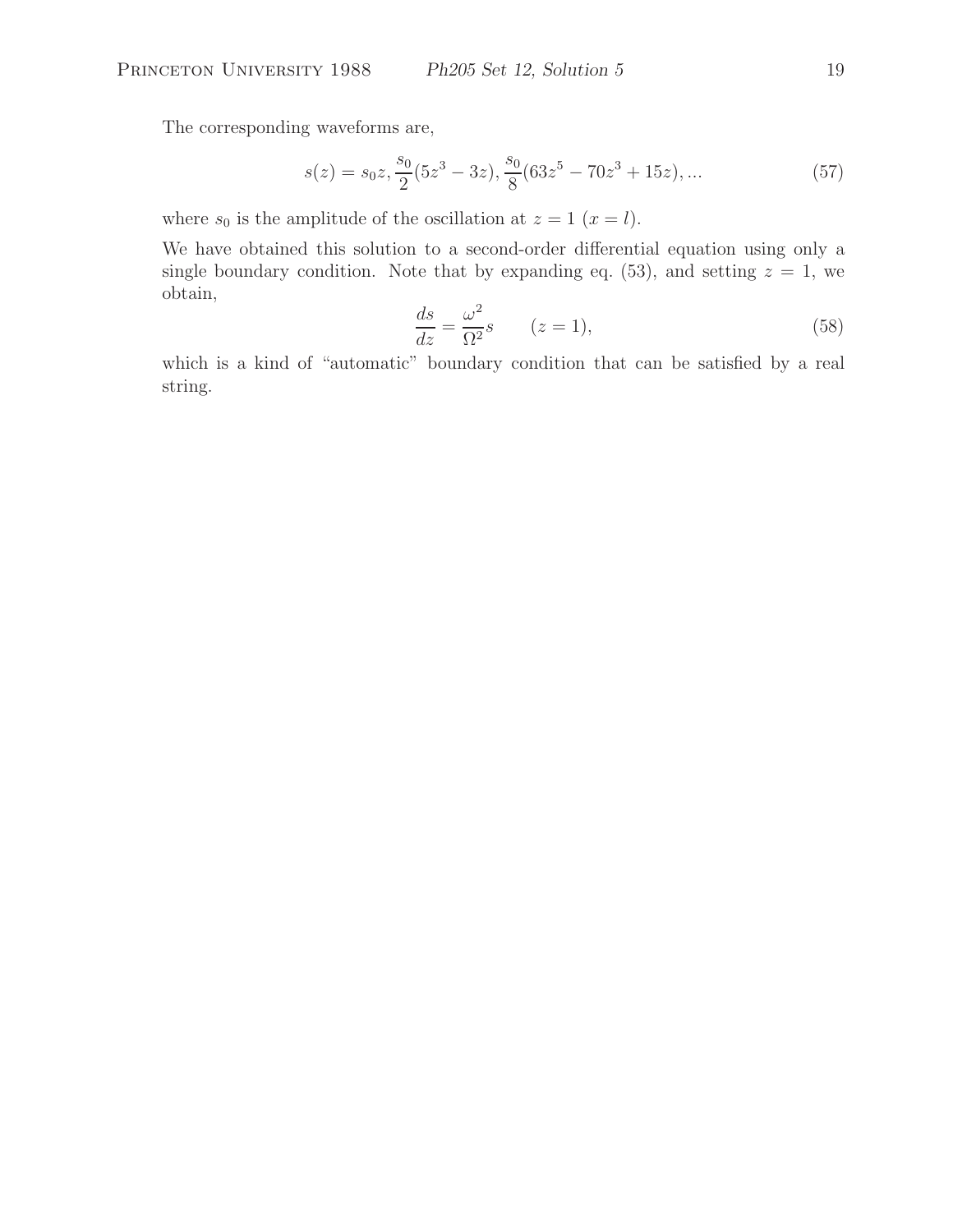The corresponding waveforms are,

$$s(z) = s_0 z, \frac{s_0}{2}(5z^3 - 3z), \frac{s_0}{8}(63z^5 - 70z^3 + 15z), ... \tag{57}$$

where $s_0$ is the amplitude of the oscillation at $z = 1$ ($x = l$).

We have obtained this solution to a second-order differential equation using only a single boundary condition. Note that by expanding eq. (53), and setting $z = 1$, we obtain,

$$\frac{ds}{dz} = \frac{\omega^2}{\Omega^2} s \qquad (z = 1), \tag{58}$$

which is a kind of "automatic" boundary condition that can be satisfied by a real string.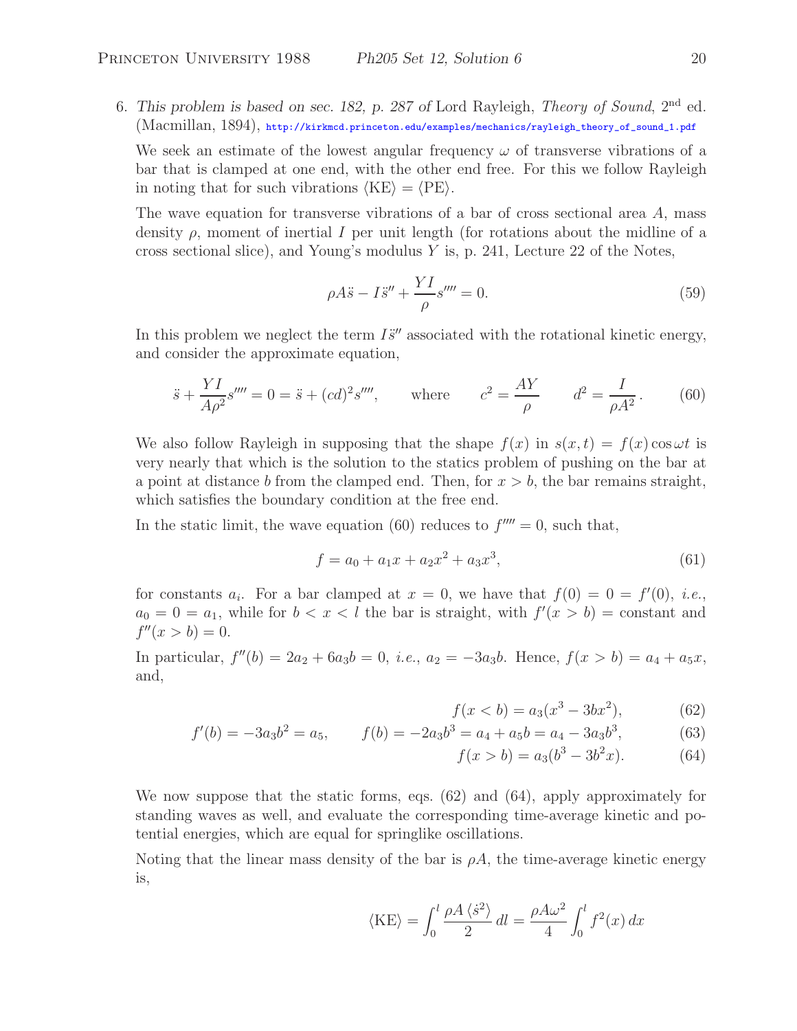6. *This problem is based on sec. 182, p. 287 of* Lord Rayleigh, *Theory of Sound*, 2[nd] ed. (Macmillan, 1894), http://kirkmcd.princeton.edu/examples/mechanics/rayleigh_theory_of_sound_1.pdf

We seek an estimate of the lowest angular frequency $\omega$ of transverse vibrations of a bar that is clamped at one end, with the other end free. For this we follow Rayleigh in noting that for such vibrations $\langle\text{KE}\rangle = \langle\text{PE}\rangle$.

The wave equation for transverse vibrations of a bar of cross sectional area $A$, mass density $\rho$, moment of inertial $I$ per unit length (for rotations about the midline of a cross sectional slice), and Young's modulus $Y$ is, p. 241, Lecture 22 of the Notes,

$$\rho A \ddot{s} - I \ddot{s}'' + \frac{YI}{\rho} s'''' = 0. \tag{59}$$

In this problem we neglect the term $I\ddot{s}''$ associated with the rotational kinetic energy, and consider the approximate equation,

$$\ddot{s} + \frac{YI}{A\rho^2} s'''' = 0 = \ddot{s} + (cd)^2 s'''', \qquad \text{where} \qquad c^2 = \frac{AY}{\rho} \qquad d^2 = \frac{I}{\rho A^2}. \tag{60}$$

We also follow Rayleigh in supposing that the shape $f(x)$ in $s(x,t) = f(x)\cos\omega t$ is very nearly that which is the solution to the statics problem of pushing on the bar at a point at distance $b$ from the clamped end. Then, for $x > b$, the bar remains straight, which satisfies the boundary condition at the free end.

In the static limit, the wave equation (60) reduces to $f'''' = 0$, such that,

$$f = a_0 + a_1 x + a_2 x^2 + a_3 x^3, \tag{61}$$

for constants $a_i$. For a bar clamped at $x = 0$, we have that $f(0) = 0 = f'(0)$, *i.e.*, $a_0 = 0 = a_1$, while for $b < x < l$ the bar is straight, with $f'(x > b) = $ constant and $f''(x > b) = 0$.

In particular, $f''(b) = 2a_2 + 6a_3 b = 0$, *i.e.*, $a_2 = -3a_3 b$. Hence, $f(x > b) = a_4 + a_5 x$, and,

$$f(x < b) = a_3(x^3 - 3bx^2), \tag{62}$$

$$f'(b) = -3a_3 b^2 = a_5, \qquad f(b) = -2a_3 b^3 = a_4 + a_5 b = a_4 - 3a_3 b^3, \tag{63}$$

$$f(x > b) = a_3(b^3 - 3b^2 x). \tag{64}$$

We now suppose that the static forms, eqs. (62) and (64), apply approximately for standing waves as well, and evaluate the corresponding time-average kinetic and potential energies, which are equal for springlike oscillations.

Noting that the linear mass density of the bar is $\rho A$, the time-average kinetic energy is,

$$\langle\text{KE}\rangle = \int_0^l \frac{\rho A \langle \dot{s}^2 \rangle}{2}\, dl = \frac{\rho A \omega^2}{4} \int_0^l f^2(x)\, dx$$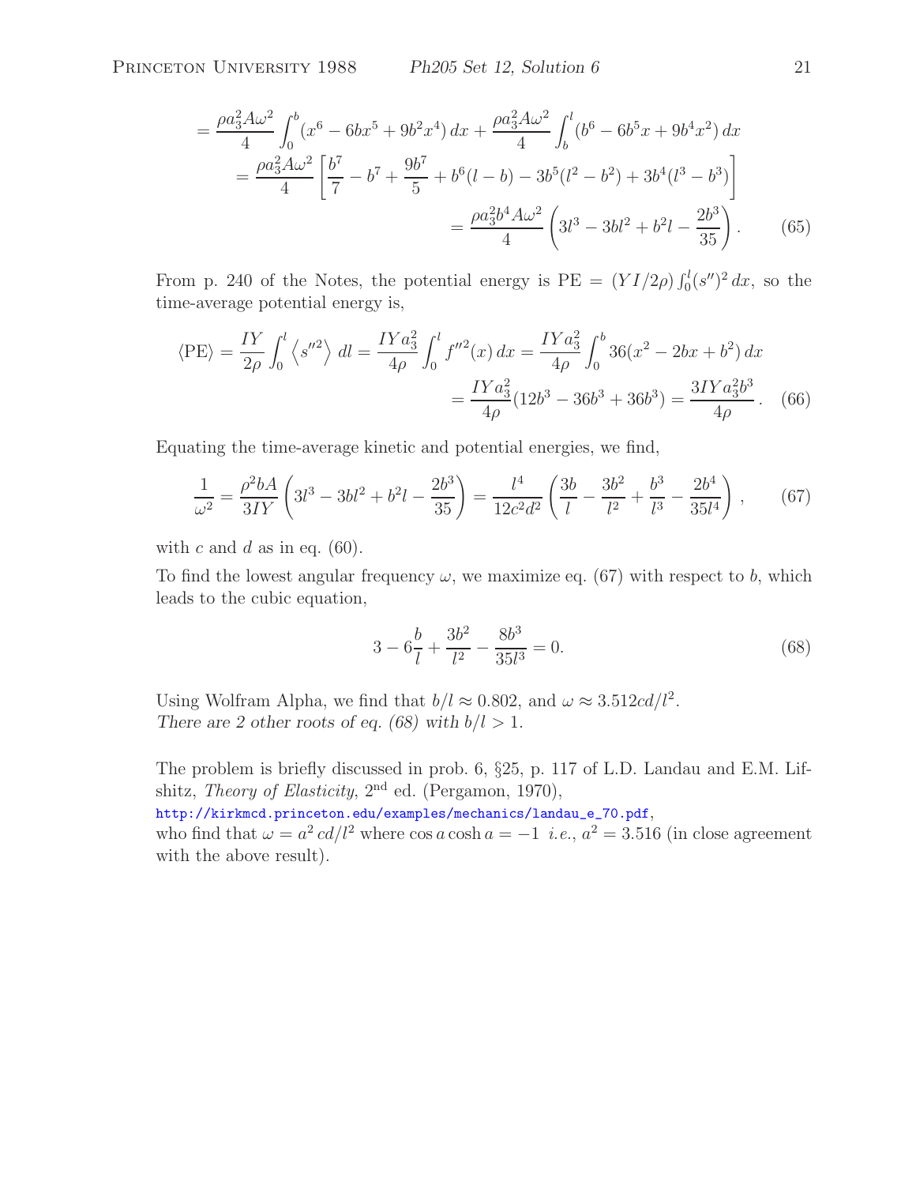$$= \frac{\rho a_3^2 A\omega^2}{4}\int_0^b (x^6 - 6bx^5 + 9b^2x^4)\,dx + \frac{\rho a_3^2 A\omega^2}{4}\int_b^l (b^6 - 6b^5 x + 9b^4x^2)\,dx$$

$$= \frac{\rho a_3^2 A\omega^2}{4}\left[\frac{b^7}{7} - b^7 + \frac{9b^7}{5} + b^6(l-b) - 3b^5(l^2 - b^2) + 3b^4(l^3 - b^3)\right]$$

$$= \frac{\rho a_3^2 b^4 A\omega^2}{4}\left(3l^3 - 3bl^2 + b^2 l - \frac{2b^3}{35}\right). \qquad (65)$$

From p. 240 of the Notes, the potential energy is PE $= (YI/2\rho)\int_0^l (s'')^2\,dx$, so the time-average potential energy is,

$$\langle \mathrm{PE}\rangle = \frac{IY}{2\rho}\int_0^l \left\langle s''^2\right\rangle dl = \frac{IYa_3^2}{4\rho}\int_0^l f''^2(x)\,dx = \frac{IYa_3^2}{4\rho}\int_0^b 36(x^2 - 2bx + b^2)\,dx$$

$$= \frac{IYa_3^2}{4\rho}(12b^3 - 36b^3 + 36b^3) = \frac{3IYa_3^2 b^3}{4\rho}. \qquad (66)$$

Equating the time-average kinetic and potential energies, we find,

$$\frac{1}{\omega^2} = \frac{\rho^2 bA}{3IY}\left(3l^3 - 3bl^2 + b^2 l - \frac{2b^3}{35}\right) = \frac{l^4}{12c^2d^2}\left(\frac{3b}{l} - \frac{3b^2}{l^2} + \frac{b^3}{l^3} - \frac{2b^4}{35l^4}\right), \qquad (67)$$

with $c$ and $d$ as in eq. (60).

To find the lowest angular frequency $\omega$, we maximize eq. (67) with respect to $b$, which leads to the cubic equation,

$$3 - 6\frac{b}{l} + \frac{3b^2}{l^2} - \frac{8b^3}{35l^3} = 0. \qquad (68)$$

Using Wolfram Alpha, we find that $b/l \approx 0.802$, and $\omega \approx 3.512cd/l^2$.
*There are 2 other roots of eq. (68) with $b/l > 1$.*

The problem is briefly discussed in prob. 6, §25, p. 117 of L.D. Landau and E.M. Lifshitz, *Theory of Elasticity*, 2nd ed. (Pergamon, 1970),
http://kirkmcd.princeton.edu/examples/mechanics/landau_e_70.pdf,
who find that $\omega = a^2\,cd/l^2$ where $\cos a \cosh a = -1$ *i.e.*, $a^2 = 3.516$ (in close agreement with the above result).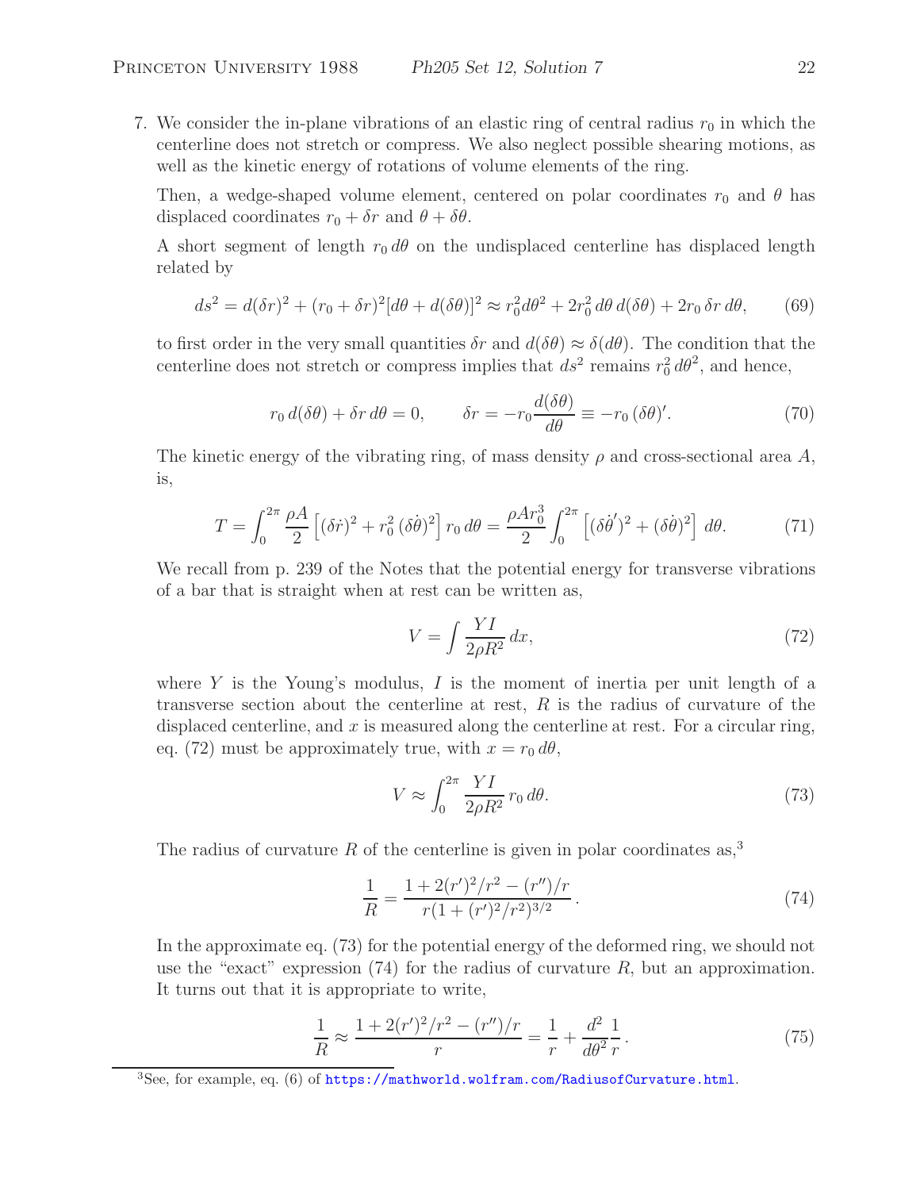7. We consider the in-plane vibrations of an elastic ring of central radius $r_0$ in which the centerline does not stretch or compress. We also neglect possible shearing motions, as well as the kinetic energy of rotations of volume elements of the ring.

   Then, a wedge-shaped volume element, centered on polar coordinates $r_0$ and $\theta$ has displaced coordinates $r_0 + \delta r$ and $\theta + \delta\theta$.

   A short segment of length $r_0\, d\theta$ on the undisplaced centerline has displaced length related by

$$ds^2 = d(\delta r)^2 + (r_0 + \delta r)^2[d\theta + d(\delta\theta)]^2 \approx r_0^2 d\theta^2 + 2r_0^2\, d\theta\, d(\delta\theta) + 2r_0\, \delta r\, d\theta, \qquad (69)$$

   to first order in the very small quantities $\delta r$ and $d(\delta\theta) \approx \delta(d\theta)$. The condition that the centerline does not stretch or compress implies that $ds^2$ remains $r_0^2\, d\theta^2$, and hence,

$$r_0\, d(\delta\theta) + \delta r\, d\theta = 0, \qquad \delta r = -r_0 \frac{d(\delta\theta)}{d\theta} \equiv -r_0\, (\delta\theta)'. \qquad (70)$$

   The kinetic energy of the vibrating ring, of mass density $\rho$ and cross-sectional area $A$, is,

$$T = \int_0^{2\pi} \frac{\rho A}{2} \left[ (\delta\dot{r})^2 + r_0^2\, (\delta\dot{\theta})^2 \right] r_0\, d\theta = \frac{\rho A r_0^3}{2} \int_0^{2\pi} \left[ (\delta\dot{\theta}')^2 + (\delta\dot{\theta})^2 \right] d\theta. \qquad (71)$$

   We recall from p. 239 of the Notes that the potential energy for transverse vibrations of a bar that is straight when at rest can be written as,

$$V = \int \frac{YI}{2\rho R^2}\, dx, \qquad (72)$$

   where $Y$ is the Young's modulus, $I$ is the moment of inertia per unit length of a transverse section about the centerline at rest, $R$ is the radius of curvature of the displaced centerline, and $x$ is measured along the centerline at rest. For a circular ring, eq. (72) must be approximately true, with $x = r_0\, d\theta$,

$$V \approx \int_0^{2\pi} \frac{YI}{2\rho R^2}\, r_0\, d\theta. \qquad (73)$$

   The radius of curvature $R$ of the centerline is given in polar coordinates as,[3]

$$\frac{1}{R} = \frac{1 + 2(r')^2/r^2 - (r'')/r}{r(1 + (r')^2/r^2)^{3/2}}\,. \qquad (74)$$

   In the approximate eq. (73) for the potential energy of the deformed ring, we should not use the "exact" expression (74) for the radius of curvature $R$, but an approximation. It turns out that it is appropriate to write,

$$\frac{1}{R} \approx \frac{1 + 2(r')^2/r^2 - (r'')/r}{r} = \frac{1}{r} + \frac{d^2}{d\theta^2}\frac{1}{r}\,. \qquad (75)$$

---

[3] See, for example, eq. (6) of https://mathworld.wolfram.com/RadiusofCurvature.html.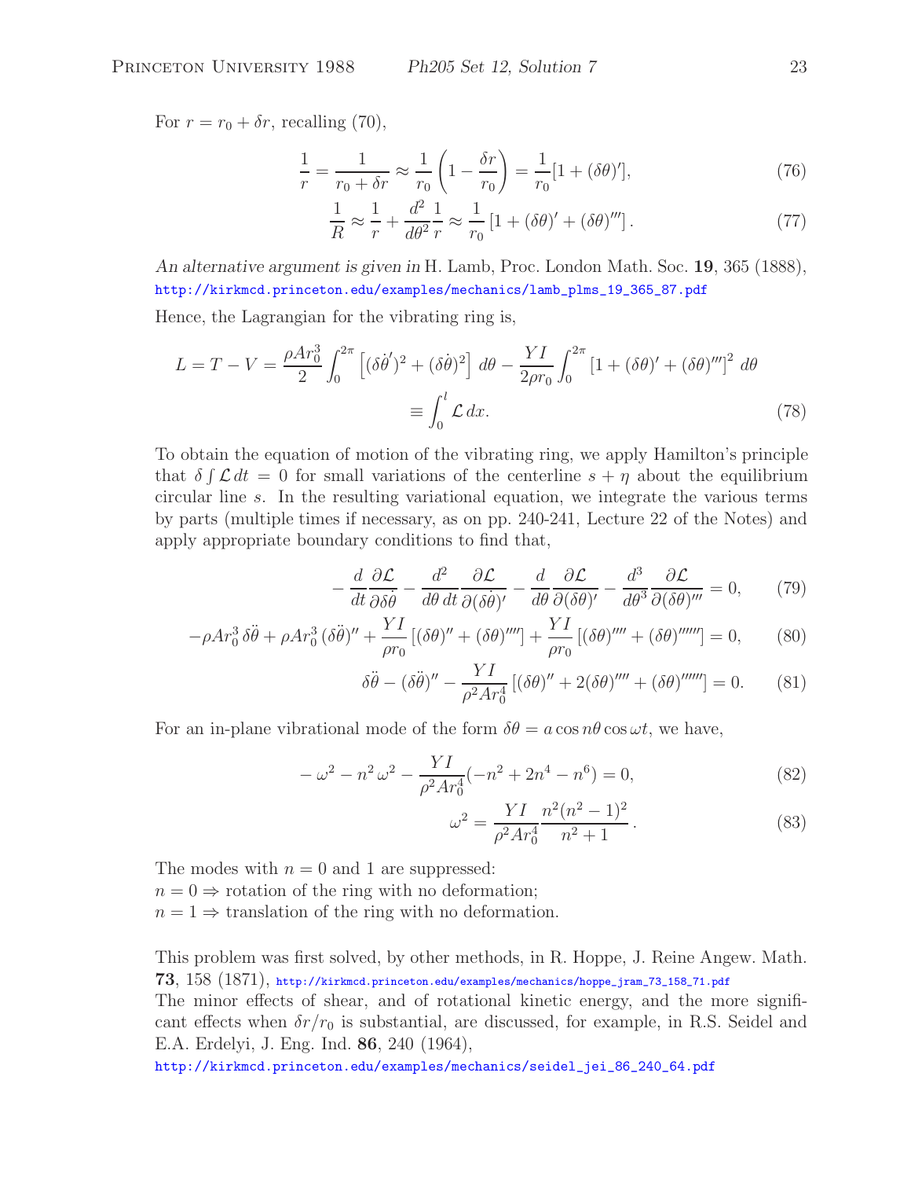For $r = r_0 + \delta r$, recalling (70),

$$\frac{1}{r} = \frac{1}{r_0 + \delta r} \approx \frac{1}{r_0}\left(1 - \frac{\delta r}{r_0}\right) = \frac{1}{r_0}[1 + (\delta\theta)'], \tag{76}$$

$$\frac{1}{R} \approx \frac{1}{r} + \frac{d^2}{d\theta^2}\frac{1}{r} \approx \frac{1}{r_0}\left[1 + (\delta\theta)' + (\delta\theta)'''\right]. \tag{77}$$

*An alternative argument is given in* H. Lamb, Proc. London Math. Soc. **19**, 365 (1888), http://kirkmcd.princeton.edu/examples/mechanics/lamb_plms_19_365_87.pdf

Hence, the Lagrangian for the vibrating ring is,

$$L = T - V = \frac{\rho A r_0^3}{2}\int_0^{2\pi}\left[(\delta\dot{\theta}')^2 + (\delta\dot{\theta})^2\right]\, d\theta - \frac{YI}{2\rho r_0}\int_0^{2\pi}\left[1 + (\delta\theta)' + (\delta\theta)'''\right]^2\, d\theta$$
$$\equiv \int_0^l \mathcal{L}\, dx. \tag{78}$$

To obtain the equation of motion of the vibrating ring, we apply Hamilton's principle that $\delta \int \mathcal{L}\, dt = 0$ for small variations of the centerline $s + \eta$ about the equilibrium circular line $s$. In the resulting variational equation, we integrate the various terms by parts (multiple times if necessary, as on pp. 240-241, Lecture 22 of the Notes) and apply appropriate boundary conditions to find that,

$$-\frac{d}{dt}\frac{\partial \mathcal{L}}{\partial \delta\dot{\theta}} - \frac{d^2}{d\theta\, dt}\frac{\partial \mathcal{L}}{\partial (\delta\dot{\theta})'} - \frac{d}{d\theta}\frac{\partial \mathcal{L}}{\partial (\delta\theta)'} - \frac{d^3}{d\theta^3}\frac{\partial \mathcal{L}}{\partial (\delta\theta)'''} = 0, \tag{79}$$

$$-\rho A r_0^3\, \delta\ddot{\theta} + \rho A r_0^3\, (\delta\ddot{\theta})'' + \frac{YI}{\rho r_0}\left[(\delta\theta)'' + (\delta\theta)''''\right] + \frac{YI}{\rho r_0}\left[(\delta\theta)'''' + (\delta\theta)''''''\right] = 0, \tag{80}$$

$$\delta\ddot{\theta} - (\delta\ddot{\theta})'' - \frac{YI}{\rho^2 A r_0^4}\left[(\delta\theta)'' + 2(\delta\theta)'''' + (\delta\theta)''''''\right] = 0. \tag{81}$$

For an in-plane vibrational mode of the form $\delta\theta = a\cos n\theta \cos\omega t$, we have,

$$-\omega^2 - n^2\,\omega^2 - \frac{YI}{\rho^2 A r_0^4}(-n^2 + 2n^4 - n^6) = 0, \tag{82}$$

$$\omega^2 = \frac{YI}{\rho^2 A r_0^4}\frac{n^2(n^2-1)^2}{n^2+1}. \tag{83}$$

The modes with $n = 0$ and 1 are suppressed:
$n = 0 \Rightarrow$ rotation of the ring with no deformation;
$n = 1 \Rightarrow$ translation of the ring with no deformation.

This problem was first solved, by other methods, in R. Hoppe, J. Reine Angew. Math. **73**, 158 (1871), http://kirkmcd.princeton.edu/examples/mechanics/hoppe_jram_73_158_71.pdf
The minor effects of shear, and of rotational kinetic energy, and the more significant effects when $\delta r/r_0$ is substantial, are discussed, for example, in R.S. Seidel and E.A. Erdelyi, J. Eng. Ind. **86**, 240 (1964),
http://kirkmcd.princeton.edu/examples/mechanics/seidel_jei_86_240_64.pdf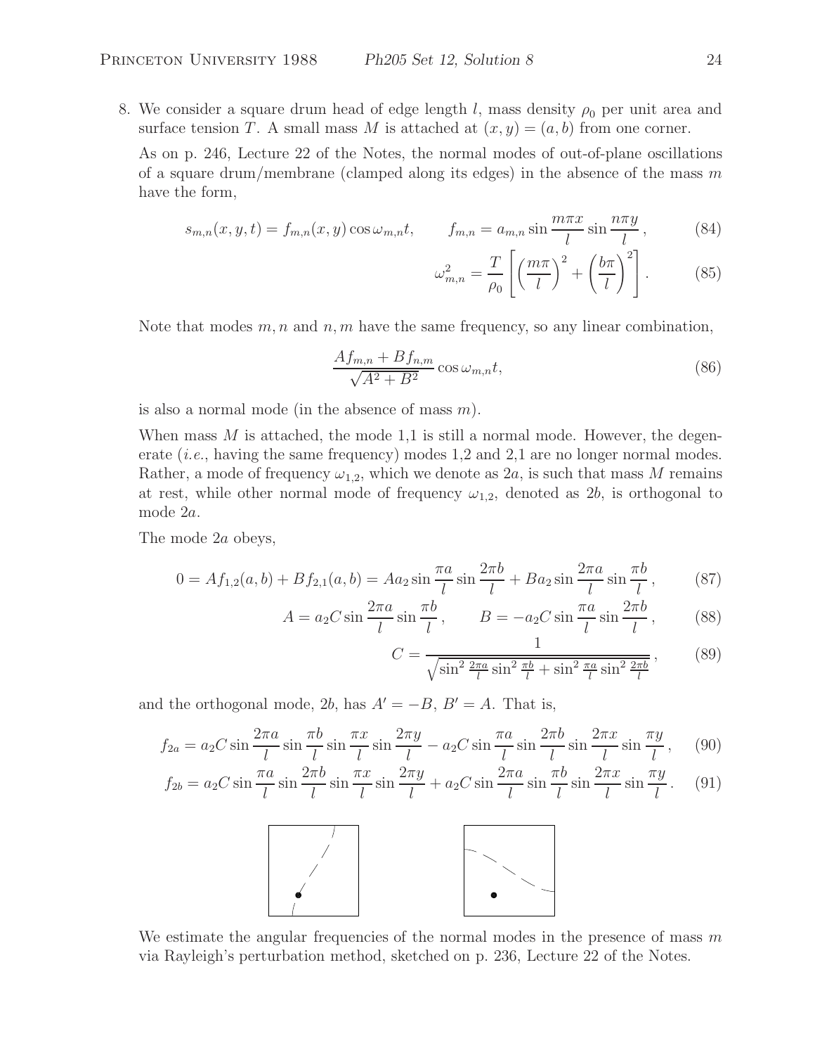8. We consider a square drum head of edge length $l$, mass density $\rho_0$ per unit area and surface tension $T$. A small mass $M$ is attached at $(x, y) = (a, b)$ from one corner.

As on p. 246, Lecture 22 of the Notes, the normal modes of out-of-plane oscillations of a square drum/membrane (clamped along its edges) in the absence of the mass $m$ have the form,

$$s_{m,n}(x, y, t) = f_{m,n}(x, y) \cos \omega_{m,n} t, \qquad f_{m,n} = a_{m,n} \sin \frac{m\pi x}{l} \sin \frac{n\pi y}{l}, \tag{84}$$

$$\omega_{m,n}^2 = \frac{T}{\rho_0} \left[ \left( \frac{m\pi}{l} \right)^2 + \left( \frac{b\pi}{l} \right)^2 \right]. \tag{85}$$

Note that modes $m, n$ and $n, m$ have the same frequency, so any linear combination,

$$\frac{A f_{m,n} + B f_{n,m}}{\sqrt{A^2 + B^2}} \cos \omega_{m,n} t, \tag{86}$$

is also a normal mode (in the absence of mass $m$).

When mass $M$ is attached, the mode 1,1 is still a normal mode. However, the degenerate (*i.e.*, having the same frequency) modes 1,2 and 2,1 are no longer normal modes. Rather, a mode of frequency $\omega_{1,2}$, which we denote as $2a$, is such that mass $M$ remains at rest, while other normal mode of frequency $\omega_{1,2}$, denoted as $2b$, is orthogonal to mode $2a$.

The mode $2a$ obeys,

$$0 = A f_{1,2}(a, b) + B f_{2,1}(a, b) = A a_2 \sin \frac{\pi a}{l} \sin \frac{2\pi b}{l} + B a_2 \sin \frac{2\pi a}{l} \sin \frac{\pi b}{l}, \tag{87}$$

$$A = a_2 C \sin \frac{2\pi a}{l} \sin \frac{\pi b}{l}, \qquad B = -a_2 C \sin \frac{\pi a}{l} \sin \frac{2\pi b}{l}, \tag{88}$$

$$C = \frac{1}{\sqrt{\sin^2 \frac{2\pi a}{l} \sin^2 \frac{\pi b}{l} + \sin^2 \frac{\pi a}{l} \sin^2 \frac{2\pi b}{l}}}, \tag{89}$$

and the orthogonal mode, $2b$, has $A' = -B$, $B' = A$. That is,

$$f_{2a} = a_2 C \sin \frac{2\pi a}{l} \sin \frac{\pi b}{l} \sin \frac{\pi x}{l} \sin \frac{2\pi y}{l} - a_2 C \sin \frac{\pi a}{l} \sin \frac{2\pi b}{l} \sin \frac{2\pi x}{l} \sin \frac{\pi y}{l}, \tag{90}$$

$$f_{2b} = a_2 C \sin \frac{\pi a}{l} \sin \frac{2\pi b}{l} \sin \frac{\pi x}{l} \sin \frac{2\pi y}{l} + a_2 C \sin \frac{2\pi a}{l} \sin \frac{\pi b}{l} \sin \frac{2\pi x}{l} \sin \frac{\pi y}{l}. \tag{91}$$

We estimate the angular frequencies of the normal modes in the presence of mass $m$ via Rayleigh's perturbation method, sketched on p. 236, Lecture 22 of the Notes.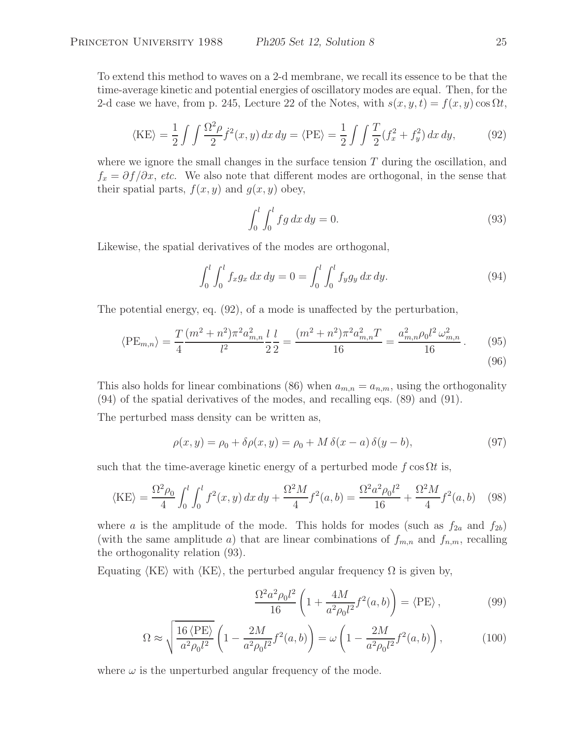To extend this method to waves on a 2-d membrane, we recall its essence to be that the time-average kinetic and potential energies of oscillatory modes are equal. Then, for the 2-d case we have, from p. 245, Lecture 22 of the Notes, with $s(x, y, t) = f(x, y) \cos \Omega t$,

$$\langle \text{KE} \rangle = \frac{1}{2} \int \int \frac{\Omega^2 \rho}{2} \dot{f}^2(x, y)\, dx\, dy = \langle \text{PE} \rangle = \frac{1}{2} \int \int \frac{T}{2} (f_x^2 + f_y^2)\, dx\, dy, \tag{92}$$

where we ignore the small changes in the surface tension $T$ during the oscillation, and $f_x = \partial f / \partial x$, *etc.* We also note that different modes are orthogonal, in the sense that their spatial parts, $f(x, y)$ and $g(x, y)$ obey,

$$\int_0^l \int_0^l f g \, dx\, dy = 0. \tag{93}$$

Likewise, the spatial derivatives of the modes are orthogonal,

$$\int_0^l \int_0^l f_x g_x \, dx\, dy = 0 = \int_0^l \int_0^l f_y g_y \, dx\, dy. \tag{94}$$

The potential energy, eq. (92), of a mode is unaffected by the perturbation,

$$\langle \text{PE}_{m,n} \rangle = \frac{T}{4} \frac{(m^2 + n^2)\pi^2 a_{m,n}^2}{l^2} \frac{l}{2} \frac{l}{2} = \frac{(m^2 + n^2)\pi^2 a_{m,n}^2 T}{16} = \frac{a_{m,n}^2 \rho_0 l^2 \, \omega_{m,n}^2}{16} \,. \tag{95}$$

$$\tag{96}$$

This also holds for linear combinations (86) when $a_{m,n} = a_{n,m}$, using the orthogonality (94) of the spatial derivatives of the modes, and recalling eqs. (89) and (91).

The perturbed mass density can be written as,

$$\rho(x, y) = \rho_0 + \delta\rho(x, y) = \rho_0 + M\, \delta(x - a)\, \delta(y - b), \tag{97}$$

such that the time-average kinetic energy of a perturbed mode $f \cos \Omega t$ is,

$$\langle \text{KE} \rangle = \frac{\Omega^2 \rho_0}{4} \int_0^l \int_0^l f^2(x, y)\, dx\, dy + \frac{\Omega^2 M}{4} f^2(a, b) = \frac{\Omega^2 a^2 \rho_0 l^2}{16} + \frac{\Omega^2 M}{4} f^2(a, b) \tag{98}$$

where $a$ is the amplitude of the mode. This holds for modes (such as $f_{2a}$ and $f_{2b}$) (with the same amplitude $a$) that are linear combinations of $f_{m,n}$ and $f_{n,m}$, recalling the orthogonality relation (93).

Equating $\langle \text{KE} \rangle$ with $\langle \text{KE} \rangle$, the perturbed angular frequency $\Omega$ is given by,

$$\frac{\Omega^2 a^2 \rho_0 l^2}{16} \left( 1 + \frac{4M}{a^2 \rho_0 l^2} f^2(a, b) \right) = \langle \text{PE} \rangle \,, \tag{99}$$

$$\Omega \approx \sqrt{\frac{16 \, \langle \text{PE} \rangle}{a^2 \rho_0 l^2}} \left( 1 - \frac{2M}{a^2 \rho_0 l^2} f^2(a, b) \right) = \omega \left( 1 - \frac{2M}{a^2 \rho_0 l^2} f^2(a, b) \right), \tag{100}$$

where $\omega$ is the unperturbed angular frequency of the mode.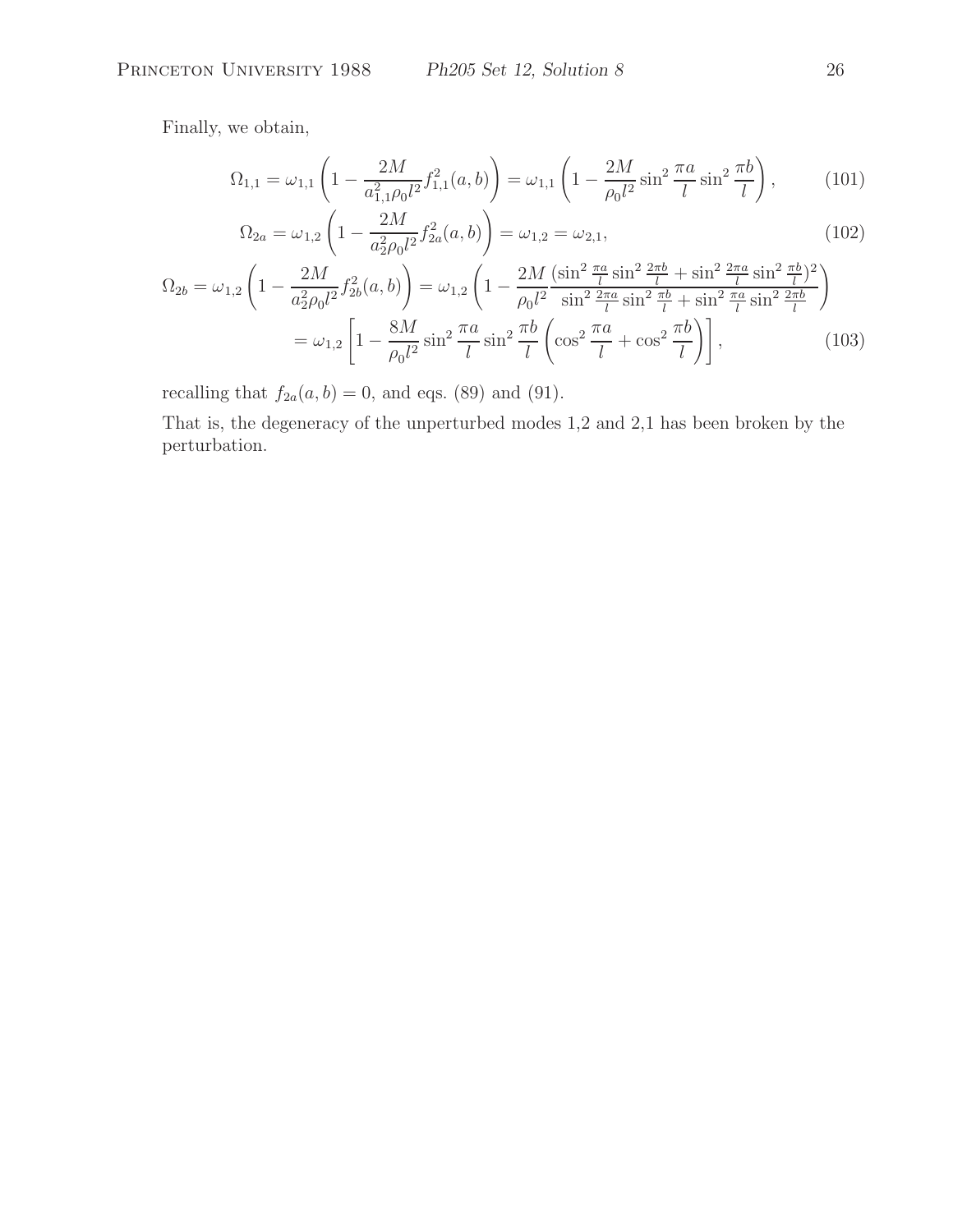Finally, we obtain,

$$\Omega_{1,1} = \omega_{1,1}\left(1 - \frac{2M}{a_{1,1}^2\rho_0 l^2} f_{1,1}^2(a,b)\right) = \omega_{1,1}\left(1 - \frac{2M}{\rho_0 l^2}\sin^2\frac{\pi a}{l}\sin^2\frac{\pi b}{l}\right), \tag{101}$$

$$\Omega_{2a} = \omega_{1,2}\left(1 - \frac{2M}{a_{2}^2\rho_0 l^2} f_{2a}^2(a,b)\right) = \omega_{1,2} = \omega_{2,1}, \tag{102}$$

$$\begin{aligned}
\Omega_{2b} = \omega_{1,2}\left(1 - \frac{2M}{a_{2}^2\rho_0 l^2} f_{2b}^2(a,b)\right) &= \omega_{1,2}\left(1 - \frac{2M}{\rho_0 l^2}\frac{(\sin^2\frac{\pi a}{l}\sin^2\frac{2\pi b}{l} + \sin^2\frac{2\pi a}{l}\sin^2\frac{\pi b}{l})^2}{\sin^2\frac{2\pi a}{l}\sin^2\frac{\pi b}{l} + \sin^2\frac{\pi a}{l}\sin^2\frac{2\pi b}{l}}\right) \\
&= \omega_{1,2}\left[1 - \frac{8M}{\rho_0 l^2}\sin^2\frac{\pi a}{l}\sin^2\frac{\pi b}{l}\left(\cos^2\frac{\pi a}{l} + \cos^2\frac{\pi b}{l}\right)\right],
\end{aligned} \tag{103}$$

recalling that $f_{2a}(a,b) = 0$, and eqs. (89) and (91).

That is, the degeneracy of the unperturbed modes 1,2 and 2,1 has been broken by the perturbation.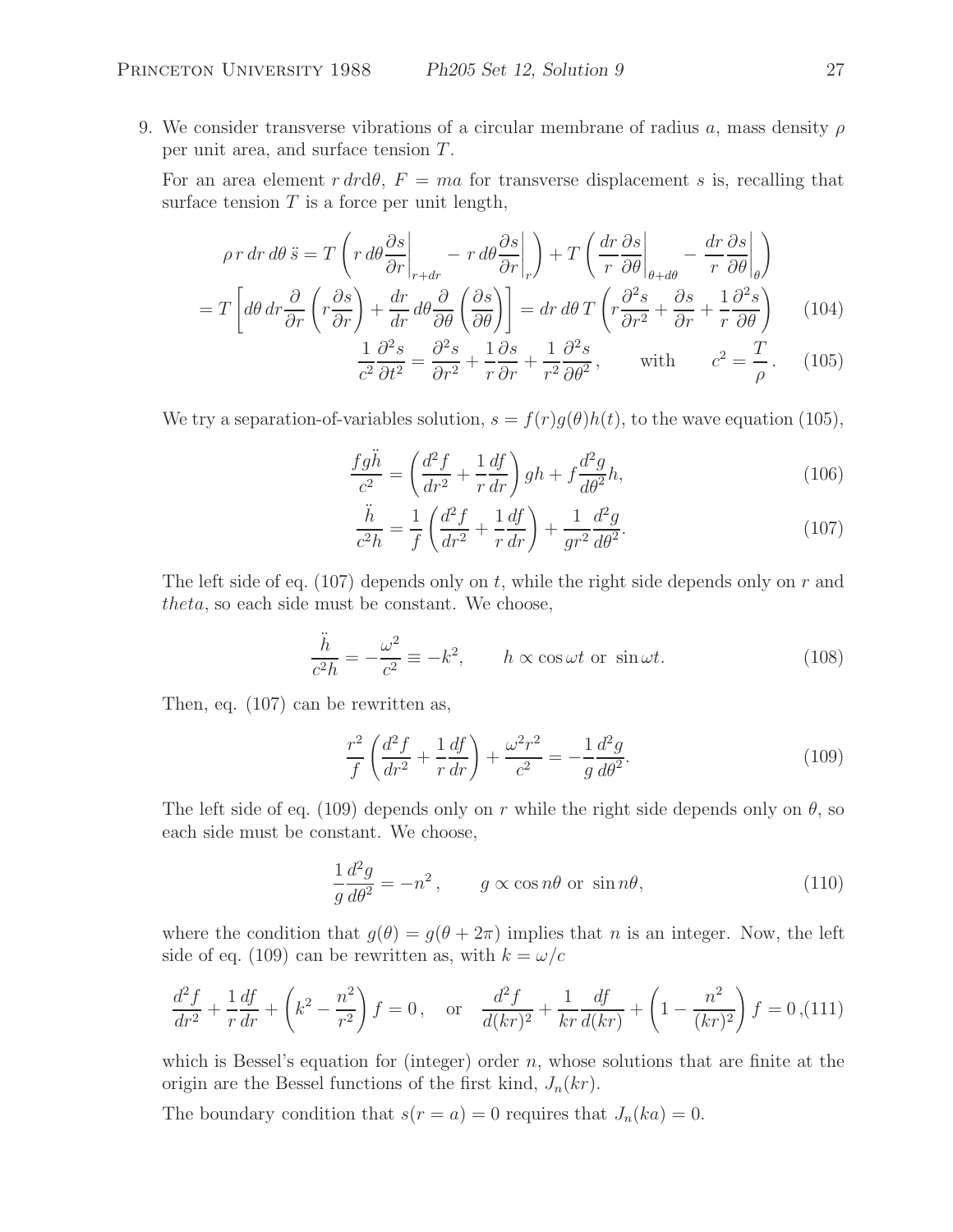9. We consider transverse vibrations of a circular membrane of radius $a$, mass density $\rho$ per unit area, and surface tension $T$.

   For an area element $r\,dr d\theta$, $F = ma$ for transverse displacement $s$ is, recalling that surface tension $T$ is a force per unit length,

$$\rho\, r\, dr\, d\theta\, \ddot{s} = T\left( r\, d\theta \frac{\partial s}{\partial r}\bigg|_{r+dr} - r\, d\theta \frac{\partial s}{\partial r}\bigg|_{r} \right) + T\left( \frac{dr}{r}\frac{\partial s}{\partial \theta}\bigg|_{\theta+d\theta} - \frac{dr}{r}\frac{\partial s}{\partial \theta}\bigg|_{\theta} \right)$$

$$= T\left[ d\theta\, dr \frac{\partial}{\partial r}\left( r\frac{\partial s}{\partial r}\right) + \frac{dr}{dr}\, d\theta \frac{\partial}{\partial \theta}\left( \frac{\partial s}{\partial \theta}\right)\right] = dr\, d\theta\, T\left( r\frac{\partial^2 s}{\partial r^2} + \frac{\partial s}{\partial r} + \frac{1}{r}\frac{\partial^2 s}{\partial \theta}\right) \qquad (104)$$

$$\frac{1}{c^2}\frac{\partial^2 s}{\partial t^2} = \frac{\partial^2 s}{\partial r^2} + \frac{1}{r}\frac{\partial s}{\partial r} + \frac{1}{r^2}\frac{\partial^2 s}{\partial \theta^2}, \qquad \text{with} \qquad c^2 = \frac{T}{\rho}. \qquad (105)$$

We try a separation-of-variables solution, $s = f(r)g(\theta)h(t)$, to the wave equation (105),

$$\frac{fg\ddot{h}}{c^2} = \left( \frac{d^2 f}{dr^2} + \frac{1}{r}\frac{df}{dr}\right) gh + f\frac{d^2 g}{d\theta^2}h, \qquad (106)$$

$$\frac{\ddot{h}}{c^2 h} = \frac{1}{f}\left( \frac{d^2 f}{dr^2} + \frac{1}{r}\frac{df}{dr}\right) + \frac{1}{gr^2}\frac{d^2 g}{d\theta^2}. \qquad (107)$$

The left side of eq. (107) depends only on $t$, while the right side depends only on $r$ and $theta$, so each side must be constant. We choose,

$$\frac{\ddot{h}}{c^2 h} = -\frac{\omega^2}{c^2} \equiv -k^2, \qquad h \propto \cos\omega t \text{ or } \sin\omega t. \qquad (108)$$

Then, eq. (107) can be rewritten as,

$$\frac{r^2}{f}\left( \frac{d^2 f}{dr^2} + \frac{1}{r}\frac{df}{dr}\right) + \frac{\omega^2 r^2}{c^2} = -\frac{1}{g}\frac{d^2 g}{d\theta^2}. \qquad (109)$$

The left side of eq. (109) depends only on $r$ while the right side depends only on $\theta$, so each side must be constant. We choose,

$$\frac{1}{g}\frac{d^2 g}{d\theta^2} = -n^2, \qquad g \propto \cos n\theta \text{ or } \sin n\theta, \qquad (110)$$

where the condition that $g(\theta) = g(\theta + 2\pi)$ implies that $n$ is an integer. Now, the left side of eq. (109) can be rewritten as, with $k = \omega/c$

$$\frac{d^2 f}{dr^2} + \frac{1}{r}\frac{df}{dr} + \left( k^2 - \frac{n^2}{r^2}\right) f = 0, \quad \text{or} \quad \frac{d^2 f}{d(kr)^2} + \frac{1}{kr}\frac{df}{d(kr)} + \left( 1 - \frac{n^2}{(kr)^2}\right) f = 0, \qquad (111)$$

which is Bessel's equation for (integer) order $n$, whose solutions that are finite at the origin are the Bessel functions of the first kind, $J_n(kr)$.

The boundary condition that $s(r = a) = 0$ requires that $J_n(ka) = 0$.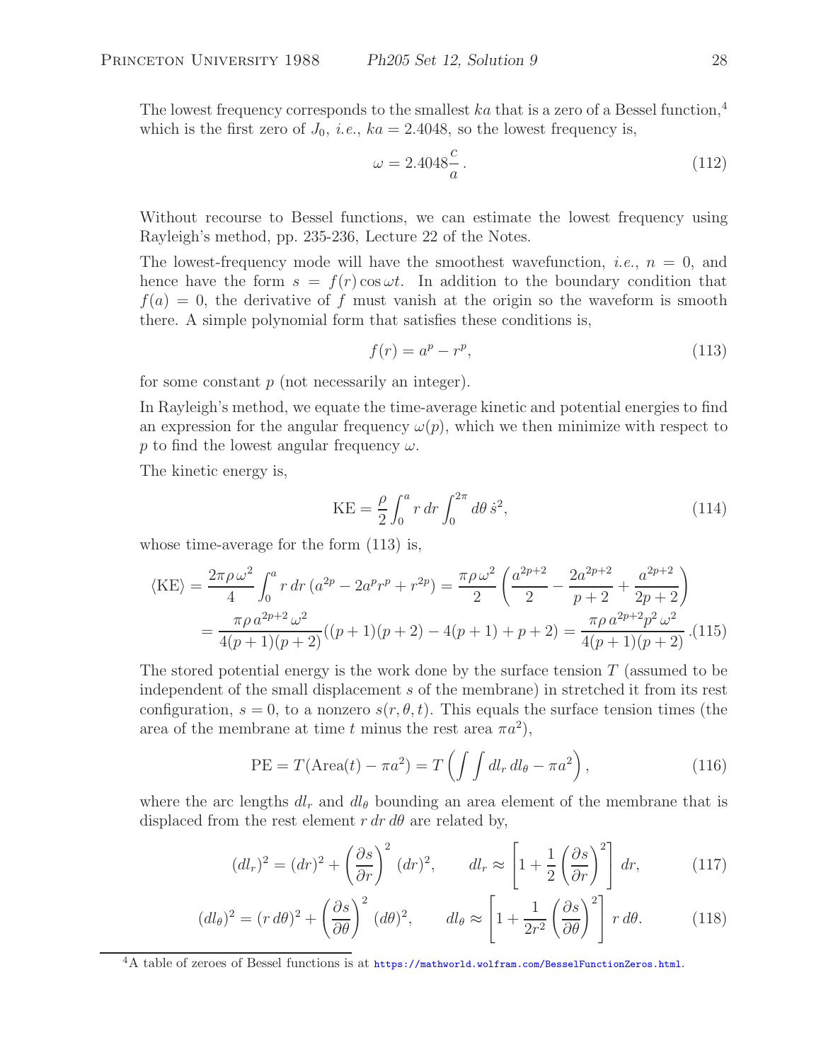The lowest frequency corresponds to the smallest $ka$ that is a zero of a Bessel function,[4] which is the first zero of $J_0$, *i.e.*, $ka = 2.4048$, so the lowest frequency is,

$$\omega = 2.4048\frac{c}{a}\,. \tag{112}$$

Without recourse to Bessel functions, we can estimate the lowest frequency using Rayleigh's method, pp. 235-236, Lecture 22 of the Notes.

The lowest-frequency mode will have the smoothest wavefunction, *i.e.*, $n = 0$, and hence have the form $s = f(r)\cos\omega t$. In addition to the boundary condition that $f(a) = 0$, the derivative of $f$ must vanish at the origin so the waveform is smooth there. A simple polynomial form that satisfies these conditions is,

$$f(r) = a^p - r^p, \tag{113}$$

for some constant $p$ (not necessarily an integer).

In Rayleigh's method, we equate the time-average kinetic and potential energies to find an expression for the angular frequency $\omega(p)$, which we then minimize with respect to $p$ to find the lowest angular frequency $\omega$.

The kinetic energy is,

$$\mathrm{KE} = \frac{\rho}{2}\int_0^a r\,dr\int_0^{2\pi} d\theta\,\dot{s}^2, \tag{114}$$

whose time-average for the form (113) is,

$$\begin{aligned}
\langle\mathrm{KE}\rangle &= \frac{2\pi\rho\,\omega^2}{4}\int_0^a r\,dr\,(a^{2p} - 2a^p r^p + r^{2p}) = \frac{\pi\rho\,\omega^2}{2}\left(\frac{a^{2p+2}}{2} - \frac{2a^{2p+2}}{p+2} + \frac{a^{2p+2}}{2p+2}\right) \\
&= \frac{\pi\rho\,a^{2p+2}\,\omega^2}{4(p+1)(p+2)}((p+1)(p+2) - 4(p+1) + p+2) = \frac{\pi\rho\,a^{2p+2}p^2\,\omega^2}{4(p+1)(p+2)}\,.
\end{aligned} \tag{115}$$

The stored potential energy is the work done by the surface tension $T$ (assumed to be independent of the small displacement $s$ of the membrane) in stretched it from its rest configuration, $s = 0$, to a nonzero $s(r,\theta,t)$. This equals the surface tension times (the area of the membrane at time $t$ minus the rest area $\pi a^2$),

$$\mathrm{PE} = T(\mathrm{Area}(t) - \pi a^2) = T\left(\int\int dl_r\,dl_\theta - \pi a^2\right), \tag{116}$$

where the arc lengths $dl_r$ and $dl_\theta$ bounding an area element of the membrane that is displaced from the rest element $r\,dr\,d\theta$ are related by,

$$(dl_r)^2 = (dr)^2 + \left(\frac{\partial s}{\partial r}\right)^2 (dr)^2, \qquad dl_r \approx \left[1 + \frac{1}{2}\left(\frac{\partial s}{\partial r}\right)^2\right] dr, \tag{117}$$

$$(dl_\theta)^2 = (r\,d\theta)^2 + \left(\frac{\partial s}{\partial \theta}\right)^2 (d\theta)^2, \qquad dl_\theta \approx \left[1 + \frac{1}{2r^2}\left(\frac{\partial s}{\partial \theta}\right)^2\right] r\,d\theta. \tag{118}$$

---

[4] A table of zeroes of Bessel functions is at https://mathworld.wolfram.com/BesselFunctionZeros.html.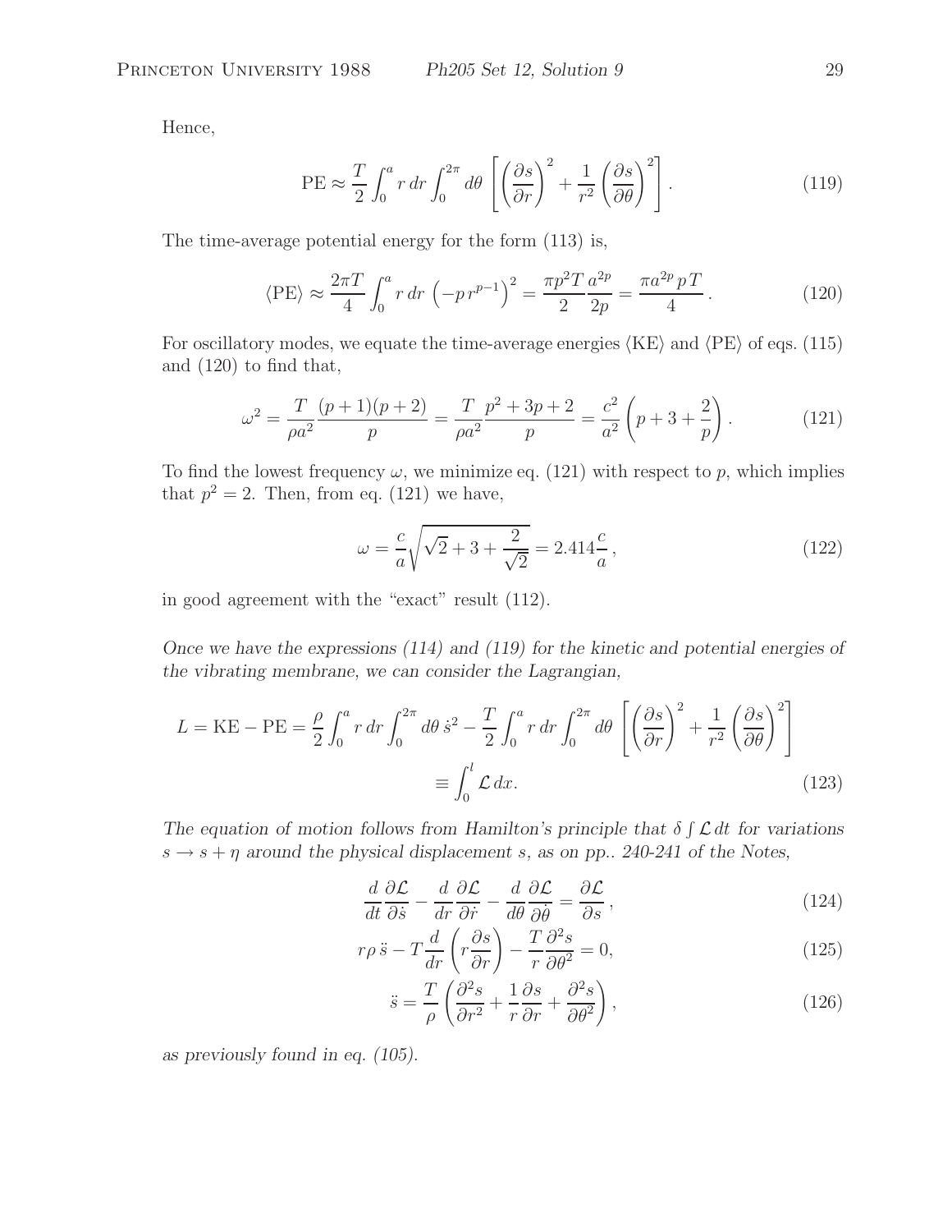Hence,

$$\text{PE} \approx \frac{T}{2}\int_0^a r\,dr \int_0^{2\pi} d\theta\, \left[\left(\frac{\partial s}{\partial r}\right)^2 + \frac{1}{r^2}\left(\frac{\partial s}{\partial \theta}\right)^2\right]. \tag{119}$$

The time-average potential energy for the form (113) is,

$$\langle \text{PE} \rangle \approx \frac{2\pi T}{4}\int_0^a r\,dr\, \left(-p\,r^{p-1}\right)^2 = \frac{\pi p^2 T}{2}\frac{a^{2p}}{2p} = \frac{\pi a^{2p}\,p\,T}{4}. \tag{120}$$

For oscillatory modes, we equate the time-average energies $\langle \text{KE} \rangle$ and $\langle \text{PE} \rangle$ of eqs. (115) and (120) to find that,

$$\omega^2 = \frac{T}{\rho a^2}\frac{(p+1)(p+2)}{p} = \frac{T}{\rho a^2}\frac{p^2+3p+2}{p} = \frac{c^2}{a^2}\left(p+3+\frac{2}{p}\right). \tag{121}$$

To find the lowest frequency $\omega$, we minimize eq. (121) with respect to $p$, which implies that $p^2 = 2$. Then, from eq. (121) we have,

$$\omega = \frac{c}{a}\sqrt{\sqrt{2}+3+\frac{2}{\sqrt{2}}} = 2.414\frac{c}{a}, \tag{122}$$

in good agreement with the "exact" result (112).

*Once we have the expressions (114) and (119) for the kinetic and potential energies of the vibrating membrane, we can consider the Lagrangian,*

$$L = \text{KE} - \text{PE} = \frac{\rho}{2}\int_0^a r\,dr\int_0^{2\pi} d\theta\,\dot{s}^2 - \frac{T}{2}\int_0^a r\,dr\int_0^{2\pi} d\theta\,\left[\left(\frac{\partial s}{\partial r}\right)^2 + \frac{1}{r^2}\left(\frac{\partial s}{\partial \theta}\right)^2\right]$$

$$\equiv \int_0^l \mathcal{L}\,dx. \tag{123}$$

*The equation of motion follows from Hamilton's principle that $\delta\int\mathcal{L}\,dt$ for variations $s \to s+\eta$ around the physical displacement $s$, as on pp.. 240-241 of the Notes,*

$$\frac{d}{dt}\frac{\partial \mathcal{L}}{\partial \dot{s}} - \frac{d}{dr}\frac{\partial \mathcal{L}}{\partial \dot{r}} - \frac{d}{d\theta}\frac{\partial \mathcal{L}}{\partial \dot{\theta}} = \frac{\partial \mathcal{L}}{\partial s}, \tag{124}$$

$$r\rho\,\ddot{s} - T\frac{d}{dr}\left(r\frac{\partial s}{\partial r}\right) - \frac{T}{r}\frac{\partial^2 s}{\partial \theta^2} = 0, \tag{125}$$

$$\ddot{s} = \frac{T}{\rho}\left(\frac{\partial^2 s}{\partial r^2} + \frac{1}{r}\frac{\partial s}{\partial r} + \frac{\partial^2 s}{\partial \theta^2}\right), \tag{126}$$

*as previously found in eq. (105).*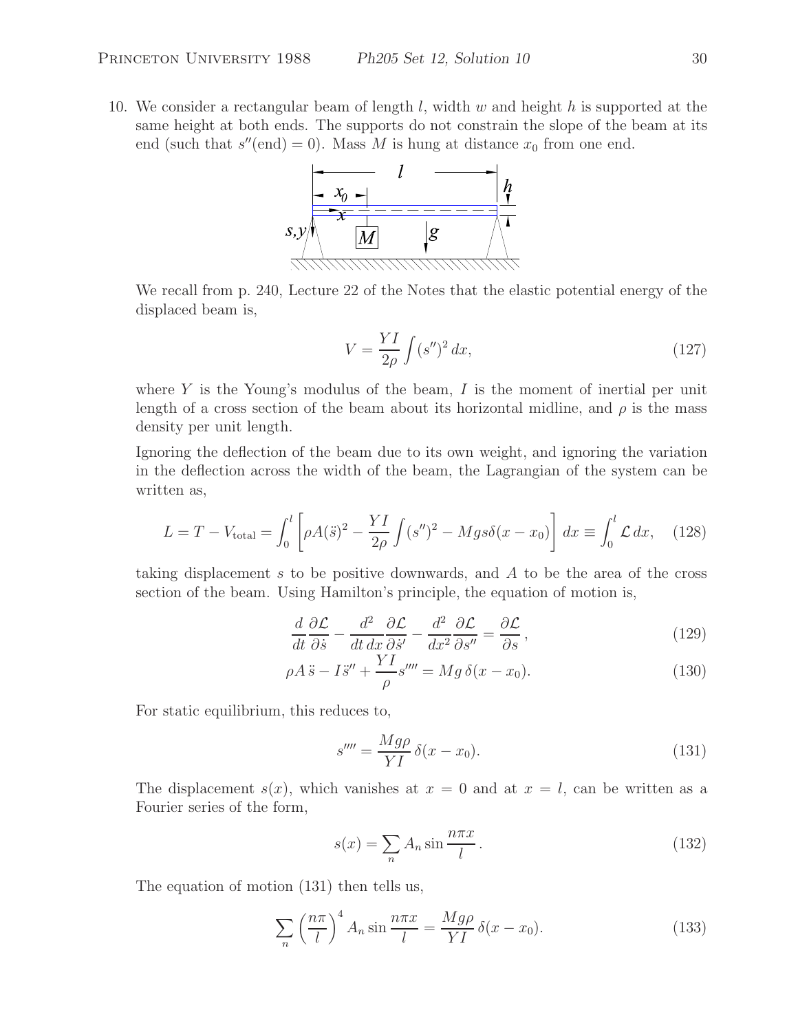10. We consider a rectangular beam of length $l$, width $w$ and height $h$ is supported at the same height at both ends. The supports do not constrain the slope of the beam at its end (such that $s''(\text{end}) = 0$). Mass $M$ is hung at distance $x_0$ from one end.

We recall from p. 240, Lecture 22 of the Notes that the elastic potential energy of the displaced beam is,

$$V = \frac{YI}{2\rho} \int (s'')^2 \, dx, \tag{127}$$

where $Y$ is the Young's modulus of the beam, $I$ is the moment of inertial per unit length of a cross section of the beam about its horizontal midline, and $\rho$ is the mass density per unit length.

Ignoring the deflection of the beam due to its own weight, and ignoring the variation in the deflection across the width of the beam, the Lagrangian of the system can be written as,

$$L = T - V_{\text{total}} = \int_0^l \left[ \rho A (\ddot{s})^2 - \frac{YI}{2\rho} \int (s'')^2 - Mgs\delta(x - x_0) \right] dx \equiv \int_0^l \mathcal{L} \, dx, \tag{128}$$

taking displacement $s$ to be positive downwards, and $A$ to be the area of the cross section of the beam. Using Hamilton's principle, the equation of motion is,

$$\frac{d}{dt} \frac{\partial \mathcal{L}}{\partial \dot{s}} - \frac{d^2}{dt \, dx} \frac{\partial \mathcal{L}}{\partial \dot{s}'} - \frac{d^2}{dx^2} \frac{\partial \mathcal{L}}{\partial s''} = \frac{\partial \mathcal{L}}{\partial s}, \tag{129}$$

$$\rho A \, \ddot{s} - I \ddot{s}'' + \frac{YI}{\rho} s'''' = Mg \, \delta(x - x_0). \tag{130}$$

For static equilibrium, this reduces to,

$$s'''' = \frac{Mg\rho}{YI} \, \delta(x - x_0). \tag{131}$$

The displacement $s(x)$, which vanishes at $x = 0$ and at $x = l$, can be written as a Fourier series of the form,

$$s(x) = \sum_n A_n \sin \frac{n\pi x}{l}. \tag{132}$$

The equation of motion (131) then tells us,

$$\sum_n \left( \frac{n\pi}{l} \right)^4 A_n \sin \frac{n\pi x}{l} = \frac{Mg\rho}{YI} \, \delta(x - x_0). \tag{133}$$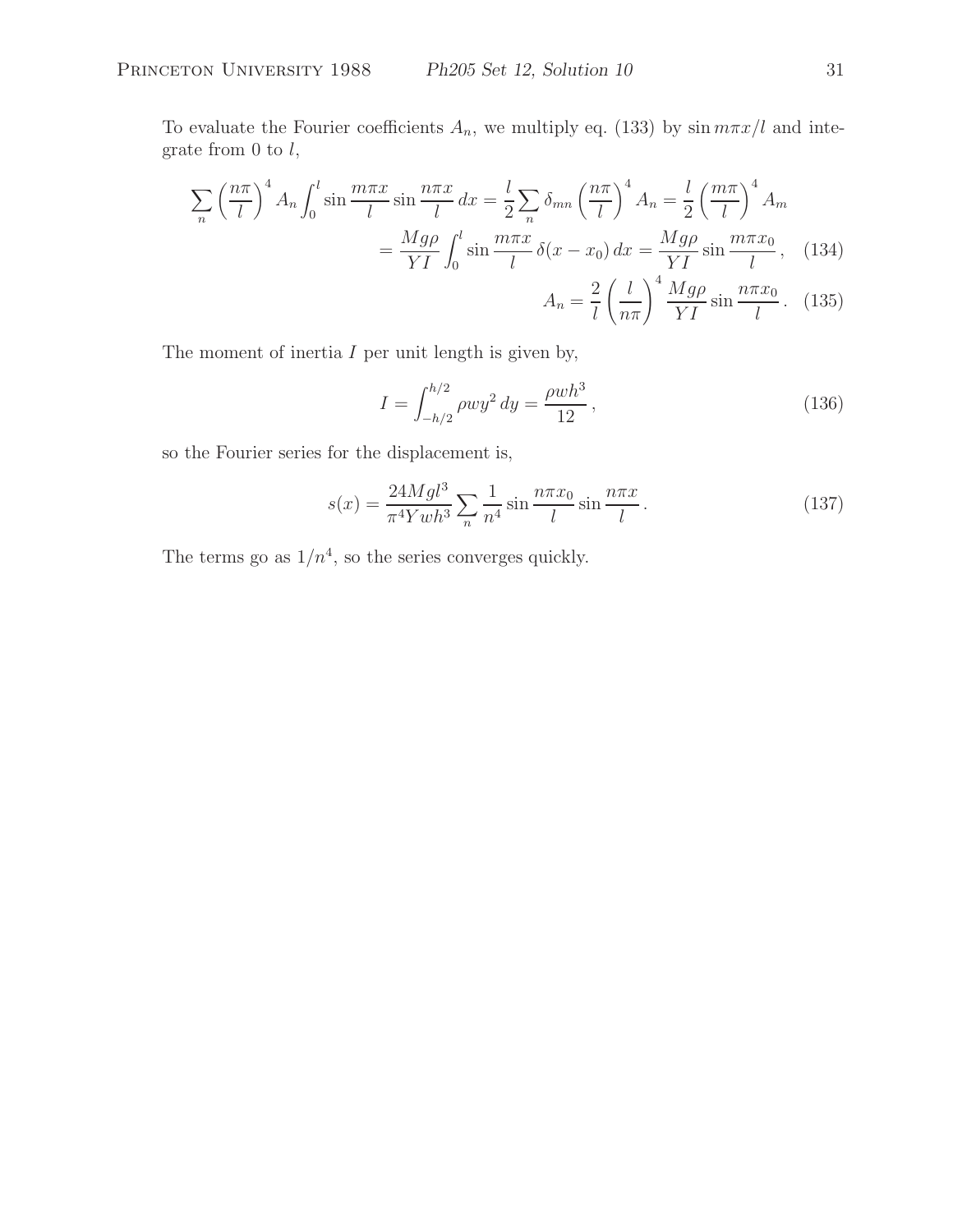To evaluate the Fourier coefficients $A_n$, we multiply eq. (133) by $\sin m\pi x/l$ and integrate from 0 to $l$,

$$\sum_n \left(\frac{n\pi}{l}\right)^4 A_n \int_0^l \sin\frac{m\pi x}{l}\sin\frac{n\pi x}{l}\,dx = \frac{l}{2}\sum_n \delta_{mn}\left(\frac{n\pi}{l}\right)^4 A_n = \frac{l}{2}\left(\frac{m\pi}{l}\right)^4 A_m$$

$$= \frac{Mg\rho}{YI}\int_0^l \sin\frac{m\pi x}{l}\,\delta(x-x_0)\,dx = \frac{Mg\rho}{YI}\sin\frac{m\pi x_0}{l}\,, \quad (134)$$

$$A_n = \frac{2}{l}\left(\frac{l}{n\pi}\right)^4 \frac{Mg\rho}{YI}\sin\frac{n\pi x_0}{l}\,. \quad (135)$$

The moment of inertia $I$ per unit length is given by,

$$I = \int_{-h/2}^{h/2} \rho w y^2\,dy = \frac{\rho w h^3}{12}\,, \quad (136)$$

so the Fourier series for the displacement is,

$$s(x) = \frac{24Mgl^3}{\pi^4 Y w h^3}\sum_n \frac{1}{n^4}\sin\frac{n\pi x_0}{l}\sin\frac{n\pi x}{l}\,. \quad (137)$$

The terms go as $1/n^4$, so the series converges quickly.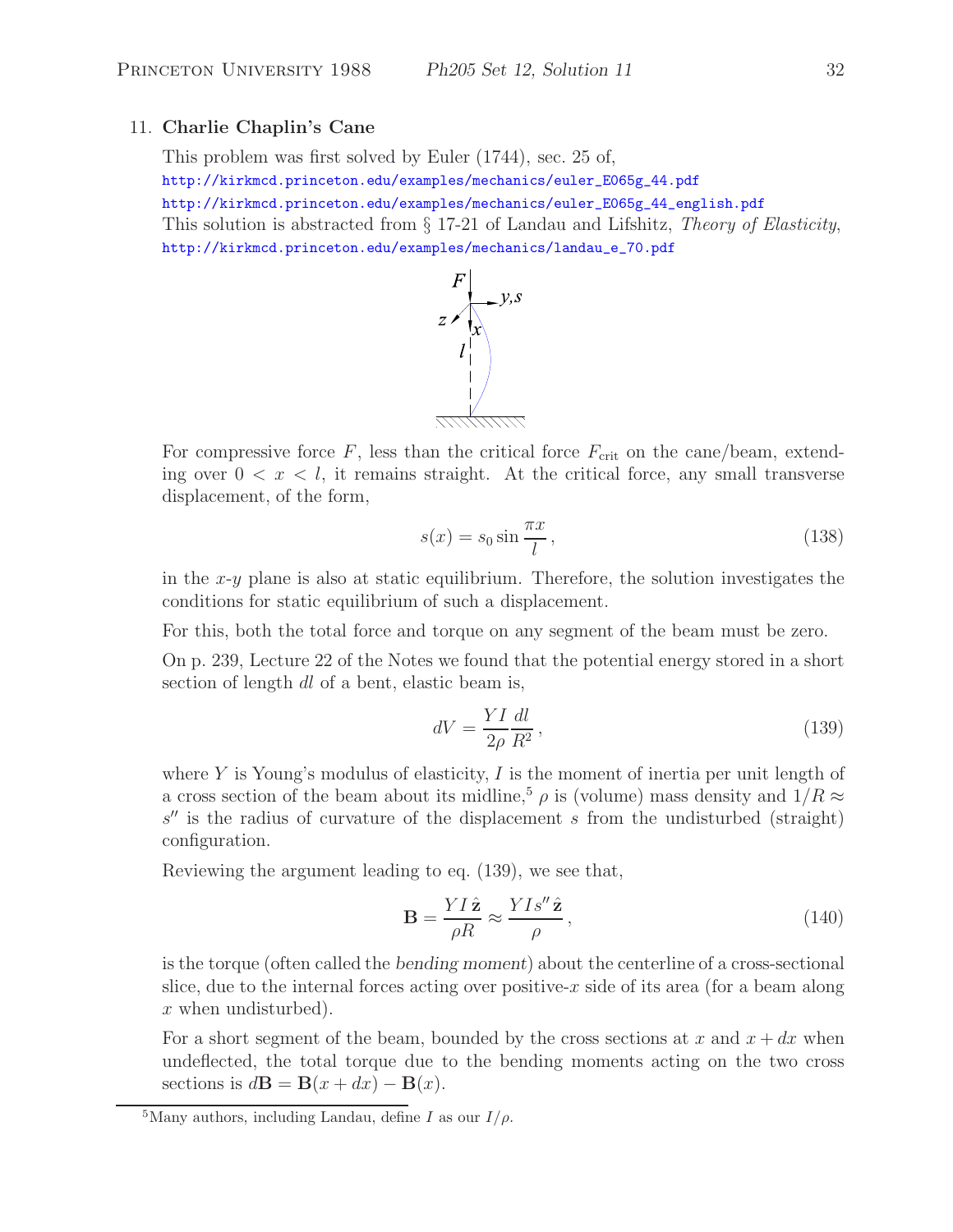11. **Charlie Chaplin's Cane**

This problem was first solved by Euler (1744), sec. 25 of,
http://kirkmcd.princeton.edu/examples/mechanics/euler_E065g_44.pdf
http://kirkmcd.princeton.edu/examples/mechanics/euler_E065g_44_english.pdf
This solution is abstracted from § 17-21 of Landau and Lifshitz, *Theory of Elasticity*,
http://kirkmcd.princeton.edu/examples/mechanics/landau_e_70.pdf

For compressive force $F$, less than the critical force $F_{\rm crit}$ on the cane/beam, extending over $0 < x < l$, it remains straight. At the critical force, any small transverse displacement, of the form,

$$s(x) = s_0 \sin \frac{\pi x}{l}\,, \tag{138}$$

in the $x$-$y$ plane is also at static equilibrium. Therefore, the solution investigates the conditions for static equilibrium of such a displacement.

For this, both the total force and torque on any segment of the beam must be zero.

On p. 239, Lecture 22 of the Notes we found that the potential energy stored in a short section of length $dl$ of a bent, elastic beam is,

$$dV = \frac{YI}{2\rho}\frac{dl}{R^2}\,, \tag{139}$$

where $Y$ is Young's modulus of elasticity, $I$ is the moment of inertia per unit length of a cross section of the beam about its midline,[5] $\rho$ is (volume) mass density and $1/R \approx s''$ is the radius of curvature of the displacement $s$ from the undisturbed (straight) configuration.

Reviewing the argument leading to eq. (139), we see that,

$$\mathbf{B} = \frac{YI\,\hat{\mathbf{z}}}{\rho R} \approx \frac{YIs''\,\hat{\mathbf{z}}}{\rho}\,, \tag{140}$$

is the torque (often called the *bending moment*) about the centerline of a cross-sectional slice, due to the internal forces acting over positive-$x$ side of its area (for a beam along $x$ when undisturbed).

For a short segment of the beam, bounded by the cross sections at $x$ and $x + dx$ when undeflected, the total torque due to the bending moments acting on the two cross sections is $d\mathbf{B} = \mathbf{B}(x + dx) - \mathbf{B}(x)$.

[5] Many authors, including Landau, define $I$ as our $I/\rho$.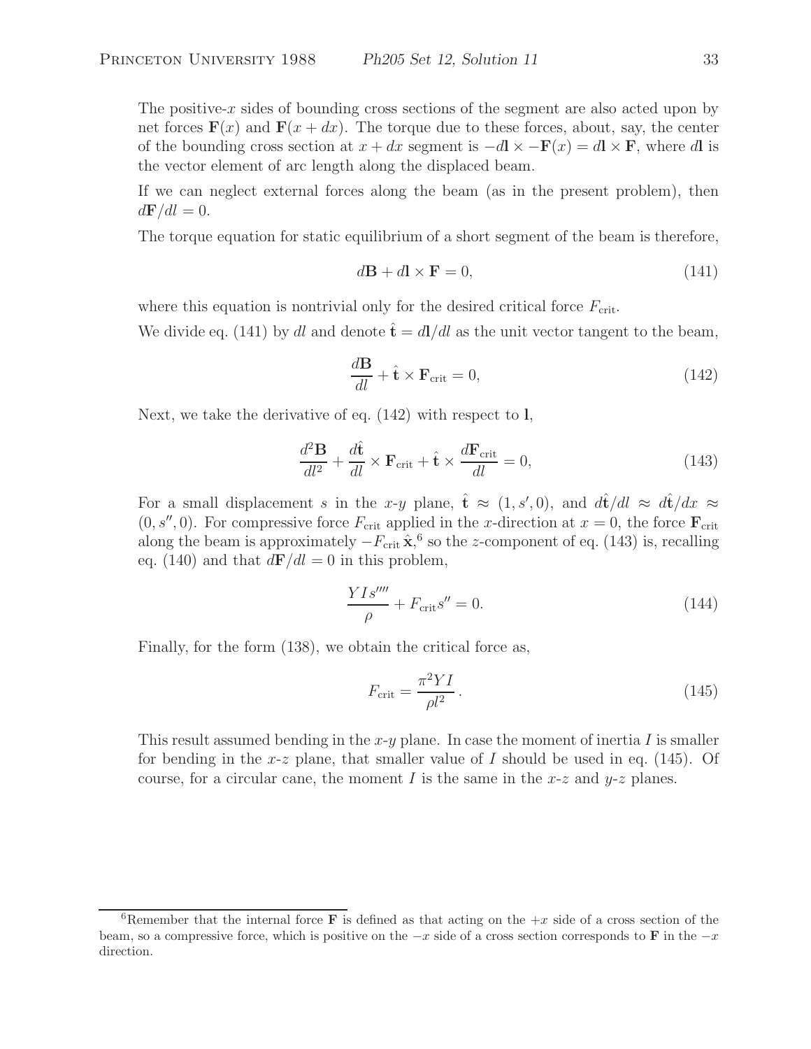The positive-$x$ sides of bounding cross sections of the segment are also acted upon by net forces $\mathbf{F}(x)$ and $\mathbf{F}(x + dx)$. The torque due to these forces, about, say, the center of the bounding cross section at $x + dx$ segment is $-d\mathbf{l} \times -\mathbf{F}(x) = d\mathbf{l} \times \mathbf{F}$, where $d\mathbf{l}$ is the vector element of arc length along the displaced beam.

If we can neglect external forces along the beam (as in the present problem), then $d\mathbf{F}/dl = 0$.

The torque equation for static equilibrium of a short segment of the beam is therefore,

$$d\mathbf{B} + d\mathbf{l} \times \mathbf{F} = 0, \tag{141}$$

where this equation is nontrivial only for the desired critical force $F_{\text{crit}}$.

We divide eq. (141) by $dl$ and denote $\hat{\mathbf{t}} = d\mathbf{l}/dl$ as the unit vector tangent to the beam,

$$\frac{d\mathbf{B}}{dl} + \hat{\mathbf{t}} \times \mathbf{F}_{\text{crit}} = 0, \tag{142}$$

Next, we take the derivative of eq. (142) with respect to $\mathbf{l}$,

$$\frac{d^2\mathbf{B}}{dl^2} + \frac{d\hat{\mathbf{t}}}{dl} \times \mathbf{F}_{\text{crit}} + \hat{\mathbf{t}} \times \frac{d\mathbf{F}_{\text{crit}}}{dl} = 0, \tag{143}$$

For a small displacement $s$ in the $x$-$y$ plane, $\hat{\mathbf{t}} \approx (1, s', 0)$, and $d\hat{\mathbf{t}}/dl \approx d\hat{\mathbf{t}}/dx \approx (0, s'', 0)$. For compressive force $F_{\text{crit}}$ applied in the $x$-direction at $x = 0$, the force $\mathbf{F}_{\text{crit}}$ along the beam is approximately $-F_{\text{crit}}\,\hat{\mathbf{x}}$,[6] so the $z$-component of eq. (143) is, recalling eq. (140) and that $d\mathbf{F}/dl = 0$ in this problem,

$$\frac{YIs''''}{\rho} + F_{\text{crit}} s'' = 0. \tag{144}$$

Finally, for the form (138), we obtain the critical force as,

$$F_{\text{crit}} = \frac{\pi^2 YI}{\rho l^2}\,. \tag{145}$$

This result assumed bending in the $x$-$y$ plane. In case the moment of inertia $I$ is smaller for bending in the $x$-$z$ plane, that smaller value of $I$ should be used in eq. (145). Of course, for a circular cane, the moment $I$ is the same in the $x$-$z$ and $y$-$z$ planes.

---

[6] Remember that the internal force $\mathbf{F}$ is defined as that acting on the $+x$ side of a cross section of the beam, so a compressive force, which is positive on the $-x$ side of a cross section corresponds to $\mathbf{F}$ in the $-x$ direction.